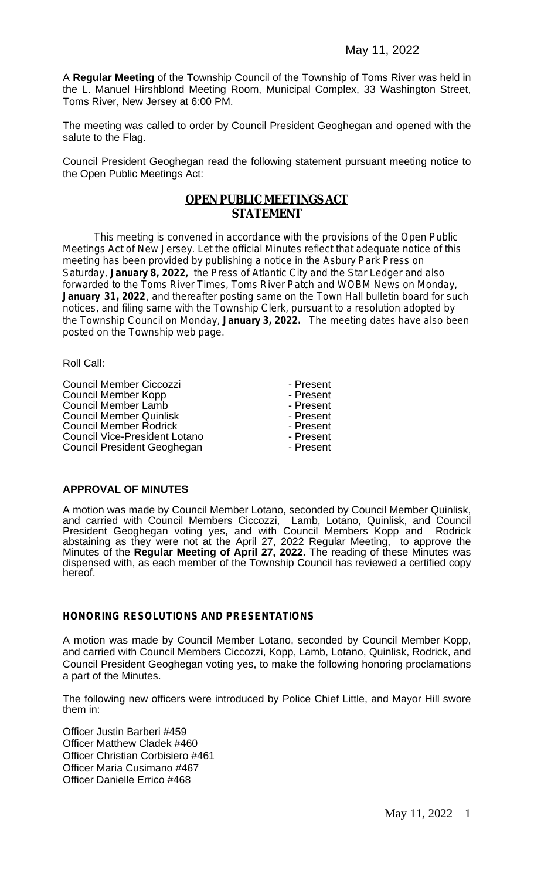May 11, 2022

A **Regular Meeting** of the Township Council of the Township of Toms River was held in the L. Manuel Hirshblond Meeting Room, Municipal Complex, 33 Washington Street, Toms River, New Jersey at 6:00 PM.

The meeting was called to order by Council President Geoghegan and opened with the salute to the Flag.

Council President Geoghegan read the following statement pursuant meeting notice to the Open Public Meetings Act:

## OPEN PUBLIC MEETINGS ACT STATEMENT

This meeting is convened in accordance with the provisions of the Open Public Meetings Act of New Jersey. Let the official Minutes reflect that adequate notice of this meeting has been provided by publishing a notice in the Asbury Park Press on Saturday, **January 8, 2022,** the Press of Atlantic City and the Star Ledger and also forwarded to the Toms River Times, Toms River Patch and WOBM News on Monday, **January 31, 2022**, and thereafter posting same on the Town Hall bulletin board for such notices, and filing same with the Township Clerk, pursuant to a resolution adopted by the Township Council on Monday, **January 3, 2022.** The meeting dates have also been posted on the Township web page.

Roll Call:

| | |
|---|---|
| Council Member Ciccozzi | - Present |
| Council Member Kopp | - Present |
| Council Member Lamb | - Present |
| Council Member Quinlisk | - Present |
| Council Member Rodrick | - Present |
| Council Vice-President Lotano | - Present |
| Council President Geoghegan | - Present |

### APPROVAL OF MINUTES

A motion was made by Council Member Lotano, seconded by Council Member Quinlisk, and carried with Council Members Ciccozzi, Lamb, Lotano, Quinlisk, and Council President Geoghegan voting yes, and with Council Members Kopp and Rodrick abstaining as they were not at the April 27, 2022 Regular Meeting, to approve the Minutes of the **Regular Meeting of April 27, 2022.** The reading of these Minutes was dispensed with, as each member of the Township Council has reviewed a certified copy hereof.

### HONORING RESOLUTIONS AND PRESENTATIONS

A motion was made by Council Member Lotano, seconded by Council Member Kopp, and carried with Council Members Ciccozzi, Kopp, Lamb, Lotano, Quinlisk, Rodrick, and Council President Geoghegan voting yes, to make the following honoring proclamations a part of the Minutes.

The following new officers were introduced by Police Chief Little, and Mayor Hill swore them in:

Officer Justin Barberi #459
Officer Matthew Cladek #460
Officer Christian Corbisiero #461
Officer Maria Cusimano #467
Officer Danielle Errico #468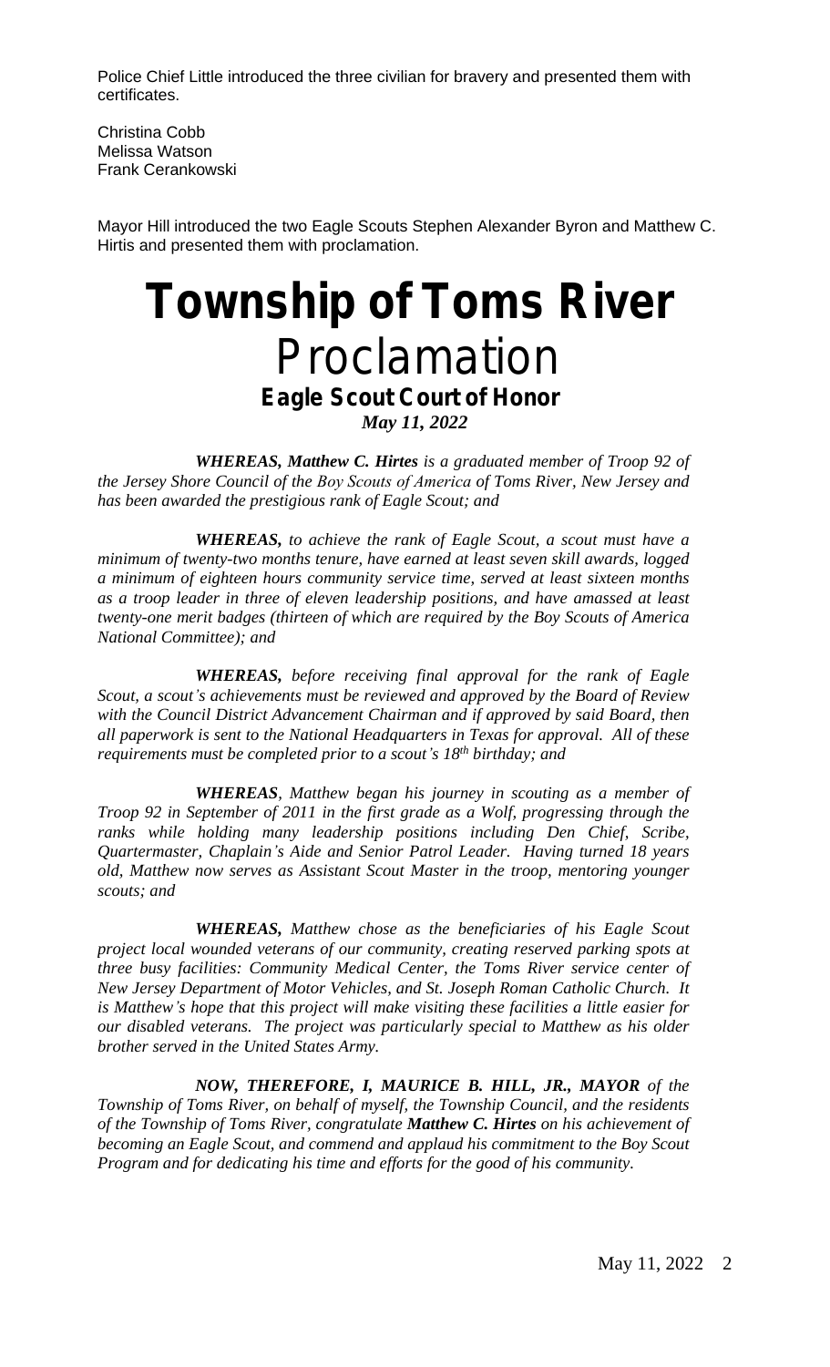Police Chief Little introduced the three civilian for bravery and presented them with certificates.

Christina Cobb
Melissa Watson
Frank Cerankowski

Mayor Hill introduced the two Eagle Scouts Stephen Alexander Byron and Matthew C. Hirtis and presented them with proclamation.

# Township of Toms River

## Proclamation

### Eagle Scout Court of Honor

***May 11, 2022***

***WHEREAS, Matthew C. Hirtes*** *is a graduated member of Troop 92 of the Jersey Shore Council of the Boy Scouts of America of Toms River, New Jersey and has been awarded the prestigious rank of Eagle Scout; and*

***WHEREAS,*** *to achieve the rank of Eagle Scout, a scout must have a minimum of twenty-two months tenure, have earned at least seven skill awards, logged a minimum of eighteen hours community service time, served at least sixteen months as a troop leader in three of eleven leadership positions, and have amassed at least twenty-one merit badges (thirteen of which are required by the Boy Scouts of America National Committee); and*

***WHEREAS,*** *before receiving final approval for the rank of Eagle Scout, a scout's achievements must be reviewed and approved by the Board of Review with the Council District Advancement Chairman and if approved by said Board, then all paperwork is sent to the National Headquarters in Texas for approval. All of these requirements must be completed prior to a scout's 18th birthday; and*

***WHEREAS****, Matthew began his journey in scouting as a member of Troop 92 in September of 2011 in the first grade as a Wolf, progressing through the ranks while holding many leadership positions including Den Chief, Scribe, Quartermaster, Chaplain's Aide and Senior Patrol Leader. Having turned 18 years old, Matthew now serves as Assistant Scout Master in the troop, mentoring younger scouts; and*

***WHEREAS,*** *Matthew chose as the beneficiaries of his Eagle Scout project local wounded veterans of our community, creating reserved parking spots at three busy facilities: Community Medical Center, the Toms River service center of New Jersey Department of Motor Vehicles, and St. Joseph Roman Catholic Church. It is Matthew's hope that this project will make visiting these facilities a little easier for our disabled veterans. The project was particularly special to Matthew as his older brother served in the United States Army.*

***NOW, THEREFORE, I, MAURICE B. HILL, JR., MAYOR*** *of the Township of Toms River, on behalf of myself, the Township Council, and the residents of the Township of Toms River, congratulate* ***Matthew C. Hirtes*** *on his achievement of becoming an Eagle Scout, and commend and applaud his commitment to the Boy Scout Program and for dedicating his time and efforts for the good of his community.*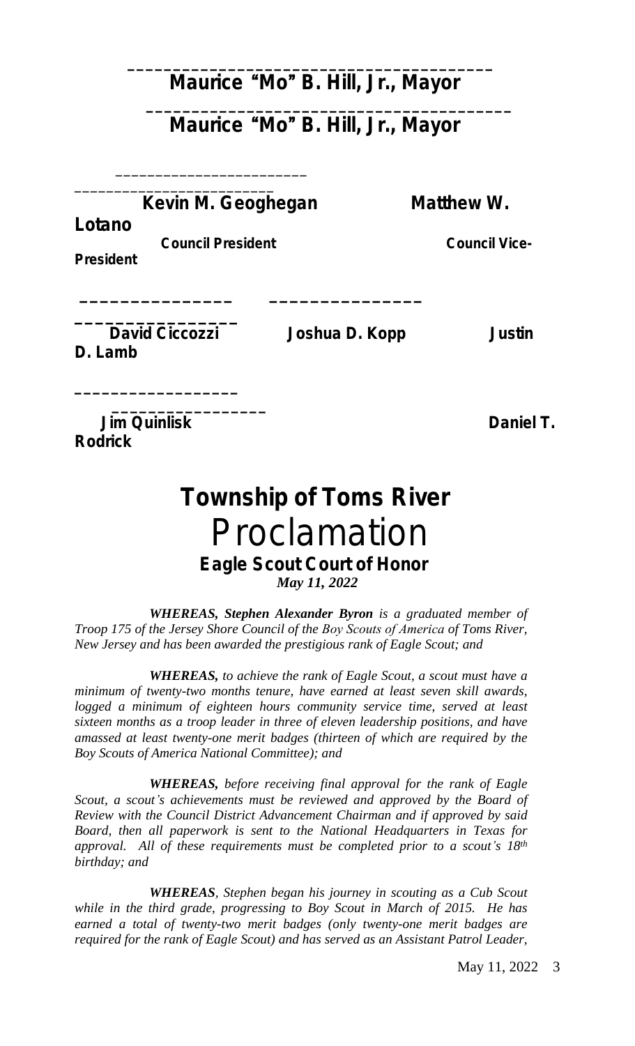_______________________________________

**Maurice "Mo" B. Hill, Jr., Mayor**

_______________________________________

**Maurice "Mo" B. Hill, Jr., Mayor**

_________________________

_________________________

**Kevin M. Geoghegan** **Matthew W. Lotano**

**Council President** **Council Vice-President**

_______________ _______________ _______________

**David Ciccozzi** **Joshua D. Kopp** **Justin D. Lamb**

_________________

_________________

**Jim Quinlisk** **Daniel T. Rodrick**

# Township of Toms River

# Proclamation

### Eagle Scout Court of Honor

*May 11, 2022*

***WHEREAS, Stephen Alexander Byron** is a graduated member of Troop 175 of the Jersey Shore Council of the Boy Scouts of America of Toms River, New Jersey and has been awarded the prestigious rank of Eagle Scout; and*

***WHEREAS,** to achieve the rank of Eagle Scout, a scout must have a minimum of twenty-two months tenure, have earned at least seven skill awards, logged a minimum of eighteen hours community service time, served at least sixteen months as a troop leader in three of eleven leadership positions, and have amassed at least twenty-one merit badges (thirteen of which are required by the Boy Scouts of America National Committee); and*

***WHEREAS,** before receiving final approval for the rank of Eagle Scout, a scout's achievements must be reviewed and approved by the Board of Review with the Council District Advancement Chairman and if approved by said Board, then all paperwork is sent to the National Headquarters in Texas for approval. All of these requirements must be completed prior to a scout's 18th birthday; and*

***WHEREAS**, Stephen began his journey in scouting as a Cub Scout while in the third grade, progressing to Boy Scout in March of 2015. He has earned a total of twenty-two merit badges (only twenty-one merit badges are required for the rank of Eagle Scout) and has served as an Assistant Patrol Leader,*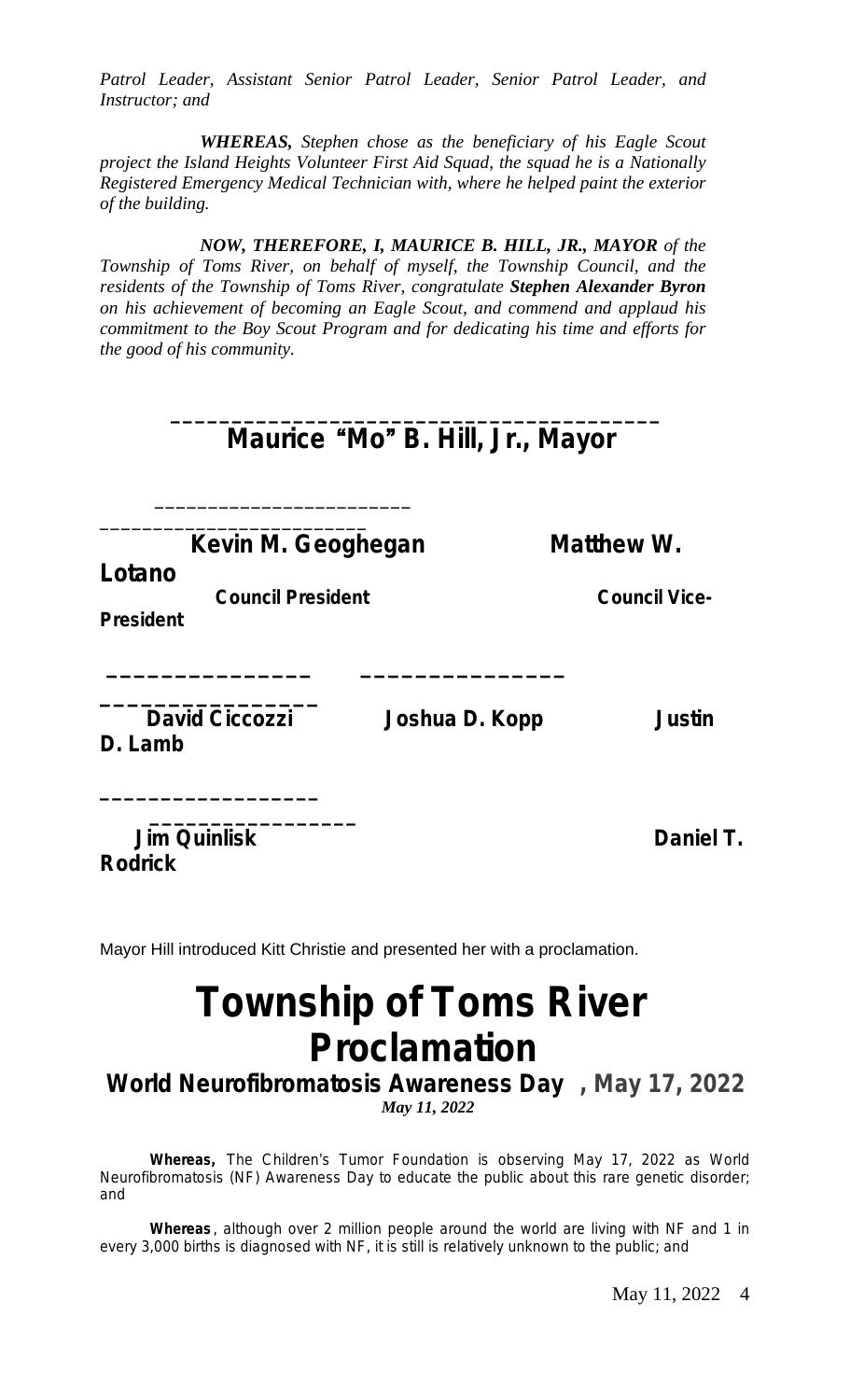*Patrol Leader, Assistant Senior Patrol Leader, Senior Patrol Leader, and Instructor; and*

***WHEREAS,*** *Stephen chose as the beneficiary of his Eagle Scout project the Island Heights Volunteer First Aid Squad, the squad he is a Nationally Registered Emergency Medical Technician with, where he helped paint the exterior of the building.*

***NOW, THEREFORE, I, MAURICE B. HILL, JR., MAYOR*** *of the Township of Toms River, on behalf of myself, the Township Council, and the residents of the Township of Toms River, congratulate* ***Stephen Alexander Byron*** *on his achievement of becoming an Eagle Scout, and commend and applaud his commitment to the Boy Scout Program and for dedicating his time and efforts for the good of his community.*

______________________________________

**Maurice "Mo" B. Hill, Jr., Mayor**

______________________ ______________________

**Kevin M. Geoghegan** — **Council President**

**Matthew W. Lotano** — **Council Vice-President**

_______________ _______________ _______________

**David Ciccozzi** **Joshua D. Kopp** **Justin D. Lamb**

_________________ _________________

**Jim Quinlisk** **Daniel T. Rodrick**

Mayor Hill introduced Kitt Christie and presented her with a proclamation.

# Township of Toms River Proclamation

## World Neurofibromatosis Awareness Day, May 17, 2022

*May 11, 2022*

**Whereas,** The Children's Tumor Foundation is observing May 17, 2022 as World Neurofibromatosis (NF) Awareness Day to educate the public about this rare genetic disorder; and

**Whereas**, although over 2 million people around the world are living with NF and 1 in every 3,000 births is diagnosed with NF, it is still is relatively unknown to the public; and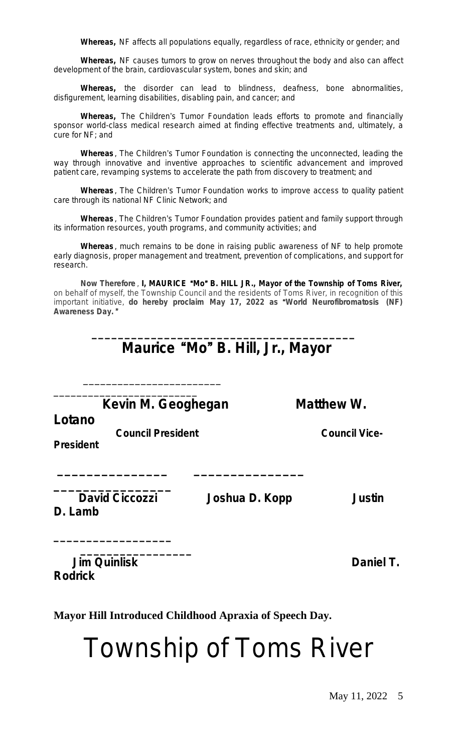**Whereas,** NF affects all populations equally, regardless of race, ethnicity or gender; and

**Whereas,** NF causes tumors to grow on nerves throughout the body and also can affect development of the brain, cardiovascular system, bones and skin; and

**Whereas,** the disorder can lead to blindness, deafness, bone abnormalities, disfigurement, learning disabilities, disabling pain, and cancer; and

**Whereas,** The Children's Tumor Foundation leads efforts to promote and financially sponsor world-class medical research aimed at finding effective treatments and, ultimately, a cure for NF; and

**Whereas**, The Children's Tumor Foundation is connecting the unconnected, leading the way through innovative and inventive approaches to scientific advancement and improved patient care, revamping systems to accelerate the path from discovery to treatment; and

**Whereas**, The Children's Tumor Foundation works to improve access to quality patient care through its national NF Clinic Network; and

**Whereas**, The Children's Tumor Foundation provides patient and family support through its information resources, youth programs, and community activities; and

**Whereas**, much remains to be done in raising public awareness of NF to help promote early diagnosis, proper management and treatment, prevention of complications, and support for research.

**Now Therefore**, **I, MAURICE "Mo" B. HILL JR., Mayor of the Township of Toms River,** on behalf of myself, the Township Council and the residents of Toms River, in recognition of this important initiative, **do hereby proclaim May 17, 2022 as "World Neurofibromatosis (NF) Awareness Day."**

_______________________________________

**Maurice "Mo" B. Hill, Jr., Mayor**

| ________________________ | ________________________ |
|---|---|
| **Kevin M. Geoghegan** | **Matthew W. Lotano** |
| **Council President** | **Council Vice-President** |

| _______________ | _______________ | _______________ |
|---|---|---|
| **David Ciccozzi** | **Joshua D. Kopp** | **Justin D. Lamb** |

| _________________ | _________________ |
|---|---|
| **Jim Quinlisk** | **Daniel T. Rodrick** |

**Mayor Hill Introduced Childhood Apraxia of Speech Day.**

# Township of Toms River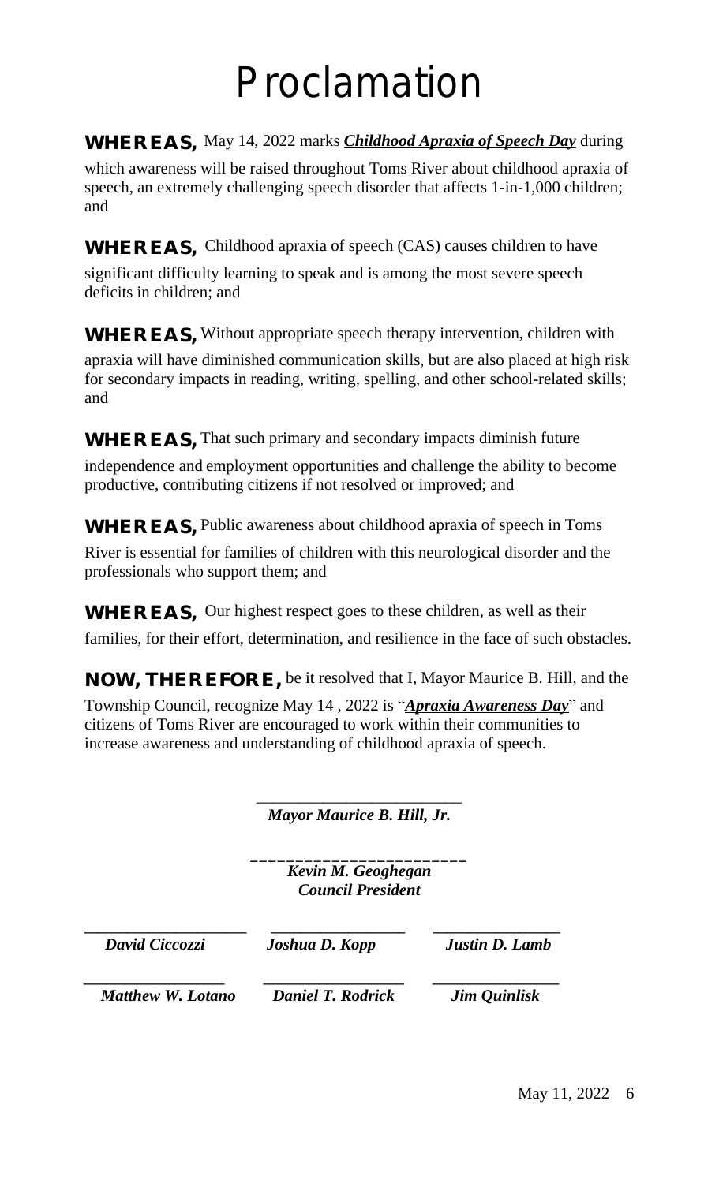# Proclamation

**WHEREAS,** May 14, 2022 marks ***Childhood Apraxia of Speech Day*** during which awareness will be raised throughout Toms River about childhood apraxia of speech, an extremely challenging speech disorder that affects 1-in-1,000 children; and

**WHEREAS,** Childhood apraxia of speech (CAS) causes children to have significant difficulty learning to speak and is among the most severe speech deficits in children; and

**WHEREAS,** Without appropriate speech therapy intervention, children with apraxia will have diminished communication skills, but are also placed at high risk for secondary impacts in reading, writing, spelling, and other school-related skills; and

**WHEREAS,** That such primary and secondary impacts diminish future independence and employment opportunities and challenge the ability to become productive, contributing citizens if not resolved or improved; and

**WHEREAS,** Public awareness about childhood apraxia of speech in Toms River is essential for families of children with this neurological disorder and the professionals who support them; and

**WHEREAS,** Our highest respect goes to these children, as well as their families, for their effort, determination, and resilience in the face of such obstacles.

**NOW, THEREFORE,** be it resolved that I, Mayor Maurice B. Hill, and the Township Council, recognize May 14 , 2022 is "***Apraxia Awareness Day***" and citizens of Toms River are encouraged to work within their communities to increase awareness and understanding of childhood apraxia of speech.

_________________________
***Mayor Maurice B. Hill, Jr.***

_________________________
***Kevin M. Geoghegan***
***Council President***

| | | |
|---|---|---|
| ***David Ciccozzi*** | ***Joshua D. Kopp*** | ***Justin D. Lamb*** |
| ***Matthew W. Lotano*** | ***Daniel T. Rodrick*** | ***Jim Quinlisk*** |

May 11, 2022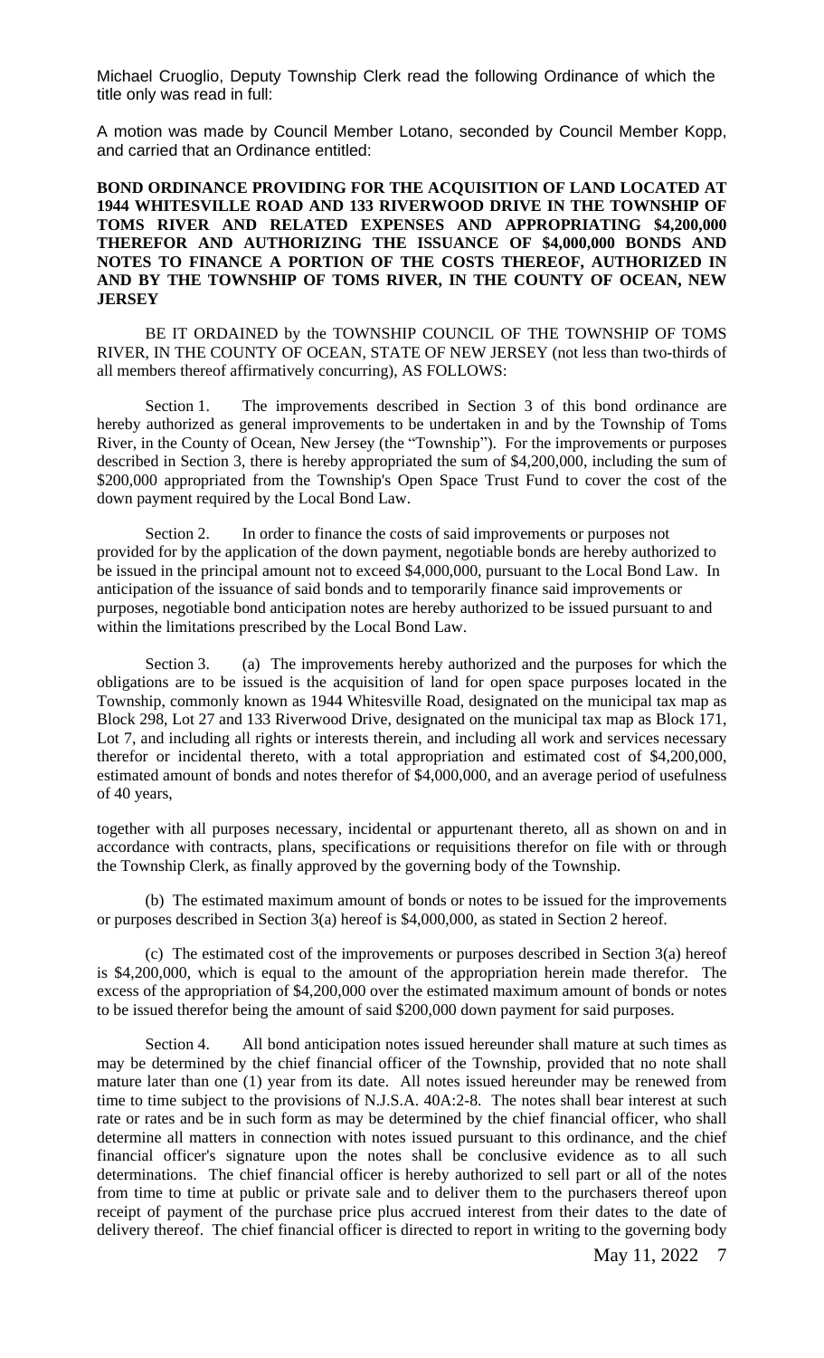Michael Cruoglio, Deputy Township Clerk read the following Ordinance of which the title only was read in full:

A motion was made by Council Member Lotano, seconded by Council Member Kopp, and carried that an Ordinance entitled:

**BOND ORDINANCE PROVIDING FOR THE ACQUISITION OF LAND LOCATED AT 1944 WHITESVILLE ROAD AND 133 RIVERWOOD DRIVE IN THE TOWNSHIP OF TOMS RIVER AND RELATED EXPENSES AND APPROPRIATING $4,200,000 THEREFOR AND AUTHORIZING THE ISSUANCE OF $4,000,000 BONDS AND NOTES TO FINANCE A PORTION OF THE COSTS THEREOF, AUTHORIZED IN AND BY THE TOWNSHIP OF TOMS RIVER, IN THE COUNTY OF OCEAN, NEW JERSEY**

BE IT ORDAINED by the TOWNSHIP COUNCIL OF THE TOWNSHIP OF TOMS RIVER, IN THE COUNTY OF OCEAN, STATE OF NEW JERSEY (not less than two-thirds of all members thereof affirmatively concurring), AS FOLLOWS:

Section 1. The improvements described in Section 3 of this bond ordinance are hereby authorized as general improvements to be undertaken in and by the Township of Toms River, in the County of Ocean, New Jersey (the "Township"). For the improvements or purposes described in Section 3, there is hereby appropriated the sum of $4,200,000, including the sum of $200,000 appropriated from the Township's Open Space Trust Fund to cover the cost of the down payment required by the Local Bond Law.

Section 2. In order to finance the costs of said improvements or purposes not provided for by the application of the down payment, negotiable bonds are hereby authorized to be issued in the principal amount not to exceed $4,000,000, pursuant to the Local Bond Law. In anticipation of the issuance of said bonds and to temporarily finance said improvements or purposes, negotiable bond anticipation notes are hereby authorized to be issued pursuant to and within the limitations prescribed by the Local Bond Law.

Section 3. (a) The improvements hereby authorized and the purposes for which the obligations are to be issued is the acquisition of land for open space purposes located in the Township, commonly known as 1944 Whitesville Road, designated on the municipal tax map as Block 298, Lot 27 and 133 Riverwood Drive, designated on the municipal tax map as Block 171, Lot 7, and including all rights or interests therein, and including all work and services necessary therefor or incidental thereto, with a total appropriation and estimated cost of $4,200,000, estimated amount of bonds and notes therefor of $4,000,000, and an average period of usefulness of 40 years,

together with all purposes necessary, incidental or appurtenant thereto, all as shown on and in accordance with contracts, plans, specifications or requisitions therefor on file with or through the Township Clerk, as finally approved by the governing body of the Township.

(b) The estimated maximum amount of bonds or notes to be issued for the improvements or purposes described in Section 3(a) hereof is $4,000,000, as stated in Section 2 hereof.

(c) The estimated cost of the improvements or purposes described in Section 3(a) hereof is $4,200,000, which is equal to the amount of the appropriation herein made therefor. The excess of the appropriation of $4,200,000 over the estimated maximum amount of bonds or notes to be issued therefor being the amount of said $200,000 down payment for said purposes.

Section 4. All bond anticipation notes issued hereunder shall mature at such times as may be determined by the chief financial officer of the Township, provided that no note shall mature later than one (1) year from its date. All notes issued hereunder may be renewed from time to time subject to the provisions of N.J.S.A. 40A:2-8. The notes shall bear interest at such rate or rates and be in such form as may be determined by the chief financial officer, who shall determine all matters in connection with notes issued pursuant to this ordinance, and the chief financial officer's signature upon the notes shall be conclusive evidence as to all such determinations. The chief financial officer is hereby authorized to sell part or all of the notes from time to time at public or private sale and to deliver them to the purchasers thereof upon receipt of payment of the purchase price plus accrued interest from their dates to the date of delivery thereof. The chief financial officer is directed to report in writing to the governing body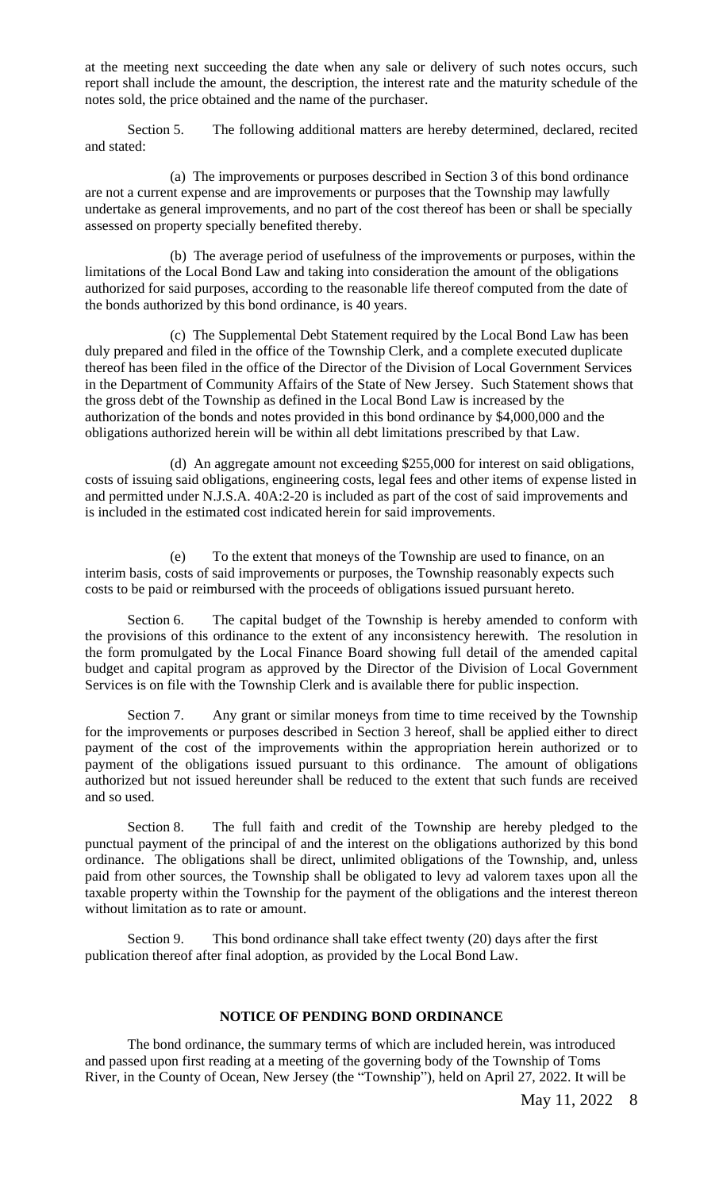at the meeting next succeeding the date when any sale or delivery of such notes occurs, such report shall include the amount, the description, the interest rate and the maturity schedule of the notes sold, the price obtained and the name of the purchaser.

Section 5. The following additional matters are hereby determined, declared, recited and stated:

(a) The improvements or purposes described in Section 3 of this bond ordinance are not a current expense and are improvements or purposes that the Township may lawfully undertake as general improvements, and no part of the cost thereof has been or shall be specially assessed on property specially benefited thereby.

(b) The average period of usefulness of the improvements or purposes, within the limitations of the Local Bond Law and taking into consideration the amount of the obligations authorized for said purposes, according to the reasonable life thereof computed from the date of the bonds authorized by this bond ordinance, is 40 years.

(c) The Supplemental Debt Statement required by the Local Bond Law has been duly prepared and filed in the office of the Township Clerk, and a complete executed duplicate thereof has been filed in the office of the Director of the Division of Local Government Services in the Department of Community Affairs of the State of New Jersey. Such Statement shows that the gross debt of the Township as defined in the Local Bond Law is increased by the authorization of the bonds and notes provided in this bond ordinance by $4,000,000 and the obligations authorized herein will be within all debt limitations prescribed by that Law.

(d) An aggregate amount not exceeding $255,000 for interest on said obligations, costs of issuing said obligations, engineering costs, legal fees and other items of expense listed in and permitted under N.J.S.A. 40A:2-20 is included as part of the cost of said improvements and is included in the estimated cost indicated herein for said improvements.

(e) To the extent that moneys of the Township are used to finance, on an interim basis, costs of said improvements or purposes, the Township reasonably expects such costs to be paid or reimbursed with the proceeds of obligations issued pursuant hereto.

Section 6. The capital budget of the Township is hereby amended to conform with the provisions of this ordinance to the extent of any inconsistency herewith. The resolution in the form promulgated by the Local Finance Board showing full detail of the amended capital budget and capital program as approved by the Director of the Division of Local Government Services is on file with the Township Clerk and is available there for public inspection.

Section 7. Any grant or similar moneys from time to time received by the Township for the improvements or purposes described in Section 3 hereof, shall be applied either to direct payment of the cost of the improvements within the appropriation herein authorized or to payment of the obligations issued pursuant to this ordinance. The amount of obligations authorized but not issued hereunder shall be reduced to the extent that such funds are received and so used.

Section 8. The full faith and credit of the Township are hereby pledged to the punctual payment of the principal of and the interest on the obligations authorized by this bond ordinance. The obligations shall be direct, unlimited obligations of the Township, and, unless paid from other sources, the Township shall be obligated to levy ad valorem taxes upon all the taxable property within the Township for the payment of the obligations and the interest thereon without limitation as to rate or amount.

Section 9. This bond ordinance shall take effect twenty (20) days after the first publication thereof after final adoption, as provided by the Local Bond Law.

**NOTICE OF PENDING BOND ORDINANCE**

The bond ordinance, the summary terms of which are included herein, was introduced and passed upon first reading at a meeting of the governing body of the Township of Toms River, in the County of Ocean, New Jersey (the "Township"), held on April 27, 2022. It will be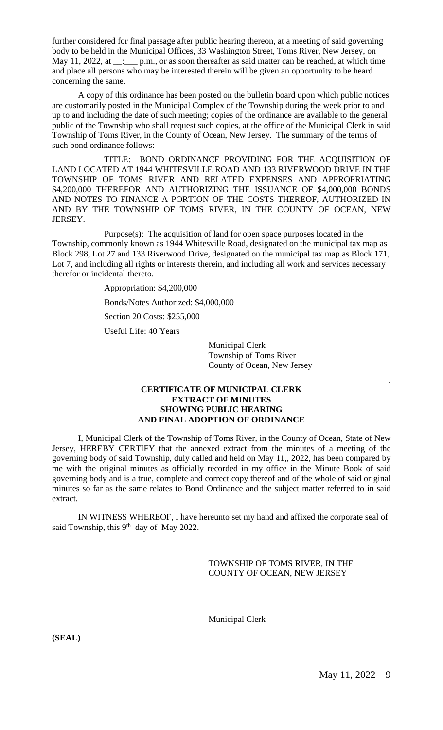further considered for final passage after public hearing thereon, at a meeting of said governing body to be held in the Municipal Offices, 33 Washington Street, Toms River, New Jersey, on May 11, 2022, at __:___ p.m., or as soon thereafter as said matter can be reached, at which time and place all persons who may be interested therein will be given an opportunity to be heard concerning the same.

A copy of this ordinance has been posted on the bulletin board upon which public notices are customarily posted in the Municipal Complex of the Township during the week prior to and up to and including the date of such meeting; copies of the ordinance are available to the general public of the Township who shall request such copies, at the office of the Municipal Clerk in said Township of Toms River, in the County of Ocean, New Jersey. The summary of the terms of such bond ordinance follows:

TITLE: BOND ORDINANCE PROVIDING FOR THE ACQUISITION OF LAND LOCATED AT 1944 WHITESVILLE ROAD AND 133 RIVERWOOD DRIVE IN THE TOWNSHIP OF TOMS RIVER AND RELATED EXPENSES AND APPROPRIATING $4,200,000 THEREFOR AND AUTHORIZING THE ISSUANCE OF $4,000,000 BONDS AND NOTES TO FINANCE A PORTION OF THE COSTS THEREOF, AUTHORIZED IN AND BY THE TOWNSHIP OF TOMS RIVER, IN THE COUNTY OF OCEAN, NEW JERSEY.

Purpose(s): The acquisition of land for open space purposes located in the Township, commonly known as 1944 Whitesville Road, designated on the municipal tax map as Block 298, Lot 27 and 133 Riverwood Drive, designated on the municipal tax map as Block 171, Lot 7, and including all rights or interests therein, and including all work and services necessary therefor or incidental thereto.

Appropriation: $4,200,000

Bonds/Notes Authorized: $4,000,000

Section 20 Costs: $255,000

Useful Life: 40 Years

Municipal Clerk
Township of Toms River
County of Ocean, New Jersey

**CERTIFICATE OF MUNICIPAL CLERK**
**EXTRACT OF MINUTES**
**SHOWING PUBLIC HEARING**
**AND FINAL ADOPTION OF ORDINANCE**

I, Municipal Clerk of the Township of Toms River, in the County of Ocean, State of New Jersey, HEREBY CERTIFY that the annexed extract from the minutes of a meeting of the governing body of said Township, duly called and held on May 11,, 2022, has been compared by me with the original minutes as officially recorded in my office in the Minute Book of said governing body and is a true, complete and correct copy thereof and of the whole of said original minutes so far as the same relates to Bond Ordinance and the subject matter referred to in said extract.

IN WITNESS WHEREOF, I have hereunto set my hand and affixed the corporate seal of said Township, this 9th day of May 2022.

TOWNSHIP OF TOMS RIVER, IN THE
COUNTY OF OCEAN, NEW JERSEY

Municipal Clerk

**(SEAL)**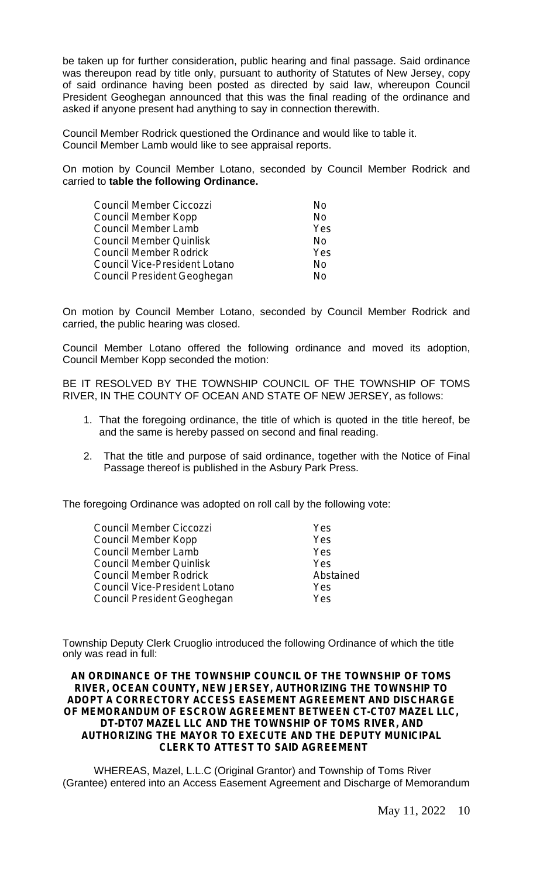be taken up for further consideration, public hearing and final passage. Said ordinance was thereupon read by title only, pursuant to authority of Statutes of New Jersey, copy of said ordinance having been posted as directed by said law, whereupon Council President Geoghegan announced that this was the final reading of the ordinance and asked if anyone present had anything to say in connection therewith.

Council Member Rodrick questioned the Ordinance and would like to table it.
Council Member Lamb would like to see appraisal reports.

On motion by Council Member Lotano, seconded by Council Member Rodrick and carried to **table the following Ordinance.**

| | |
|---|---|
| Council Member Ciccozzi | No |
| Council Member Kopp | No |
| Council Member Lamb | Yes |
| Council Member Quinlisk | No |
| Council Member Rodrick | Yes |
| Council Vice-President Lotano | No |
| Council President Geoghegan | No |

On motion by Council Member Lotano, seconded by Council Member Rodrick and carried, the public hearing was closed.

Council Member Lotano offered the following ordinance and moved its adoption, Council Member Kopp seconded the motion:

BE IT RESOLVED BY THE TOWNSHIP COUNCIL OF THE TOWNSHIP OF TOMS RIVER, IN THE COUNTY OF OCEAN AND STATE OF NEW JERSEY, as follows:

1. That the foregoing ordinance, the title of which is quoted in the title hereof, be and the same is hereby passed on second and final reading.
2. That the title and purpose of said ordinance, together with the Notice of Final Passage thereof is published in the Asbury Park Press.

The foregoing Ordinance was adopted on roll call by the following vote:

| | |
|---|---|
| Council Member Ciccozzi | Yes |
| Council Member Kopp | Yes |
| Council Member Lamb | Yes |
| Council Member Quinlisk | Yes |
| Council Member Rodrick | Abstained |
| Council Vice-President Lotano | Yes |
| Council President Geoghegan | Yes |

Township Deputy Clerk Cruoglio introduced the following Ordinance of which the title only was read in full:

**AN ORDINANCE OF THE TOWNSHIP COUNCIL OF THE TOWNSHIP OF TOMS RIVER, OCEAN COUNTY, NEW JERSEY, AUTHORIZING THE TOWNSHIP TO ADOPT A CORRECTORY ACCESS EASEMENT AGREEMENT AND DISCHARGE OF MEMORANDUM OF ESCROW AGREEMENT BETWEEN CT-CT07 MAZEL LLC, DT-DT07 MAZEL LLC AND THE TOWNSHIP OF TOMS RIVER, AND AUTHORIZING THE MAYOR TO EXECUTE AND THE DEPUTY MUNICIPAL CLERK TO ATTEST TO SAID AGREEMENT**

WHEREAS, Mazel, L.L.C (Original Grantor) and Township of Toms River (Grantee) entered into an Access Easement Agreement and Discharge of Memorandum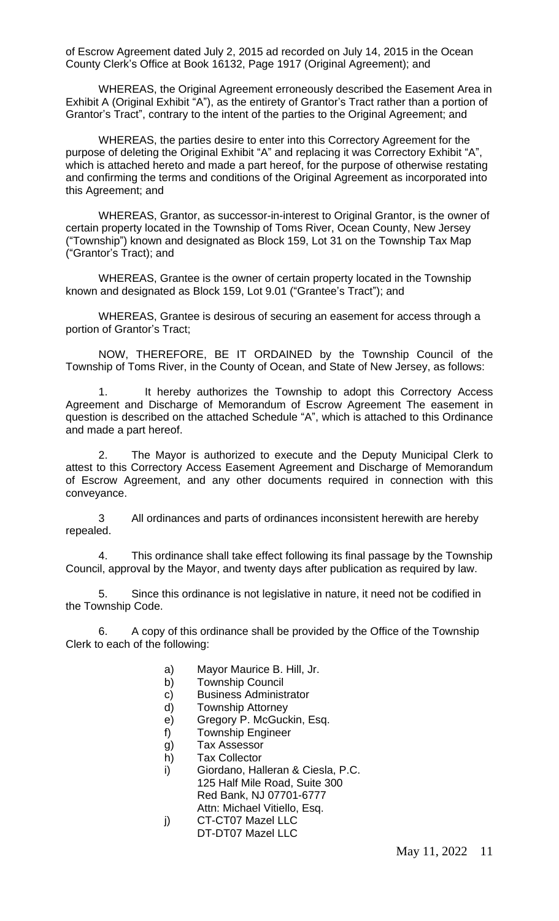of Escrow Agreement dated July 2, 2015 ad recorded on July 14, 2015 in the Ocean County Clerk's Office at Book 16132, Page 1917 (Original Agreement); and

WHEREAS, the Original Agreement erroneously described the Easement Area in Exhibit A (Original Exhibit "A"), as the entirety of Grantor's Tract rather than a portion of Grantor's Tract", contrary to the intent of the parties to the Original Agreement; and

WHEREAS, the parties desire to enter into this Correctory Agreement for the purpose of deleting the Original Exhibit "A" and replacing it was Correctory Exhibit "A", which is attached hereto and made a part hereof, for the purpose of otherwise restating and confirming the terms and conditions of the Original Agreement as incorporated into this Agreement; and

WHEREAS, Grantor, as successor-in-interest to Original Grantor, is the owner of certain property located in the Township of Toms River, Ocean County, New Jersey ("Township") known and designated as Block 159, Lot 31 on the Township Tax Map ("Grantor's Tract); and

WHEREAS, Grantee is the owner of certain property located in the Township known and designated as Block 159, Lot 9.01 ("Grantee's Tract"); and

WHEREAS, Grantee is desirous of securing an easement for access through a portion of Grantor's Tract;

NOW, THEREFORE, BE IT ORDAINED by the Township Council of the Township of Toms River, in the County of Ocean, and State of New Jersey, as follows:

1. It hereby authorizes the Township to adopt this Correctory Access Agreement and Discharge of Memorandum of Escrow Agreement The easement in question is described on the attached Schedule "A", which is attached to this Ordinance and made a part hereof.

2. The Mayor is authorized to execute and the Deputy Municipal Clerk to attest to this Correctory Access Easement Agreement and Discharge of Memorandum of Escrow Agreement, and any other documents required in connection with this conveyance.

3 All ordinances and parts of ordinances inconsistent herewith are hereby repealed.

4. This ordinance shall take effect following its final passage by the Township Council, approval by the Mayor, and twenty days after publication as required by law.

5. Since this ordinance is not legislative in nature, it need not be codified in the Township Code.

6. A copy of this ordinance shall be provided by the Office of the Township Clerk to each of the following:

a) Mayor Maurice B. Hill, Jr.
b) Township Council
c) Business Administrator
d) Township Attorney
e) Gregory P. McGuckin, Esq.
f) Township Engineer
g) Tax Assessor
h) Tax Collector
i) Giordano, Halleran & Ciesla, P.C.
125 Half Mile Road, Suite 300
Red Bank, NJ 07701-6777
Attn: Michael Vitiello, Esq.
j) CT-CT07 Mazel LLC
DT-DT07 Mazel LLC

May 11, 2022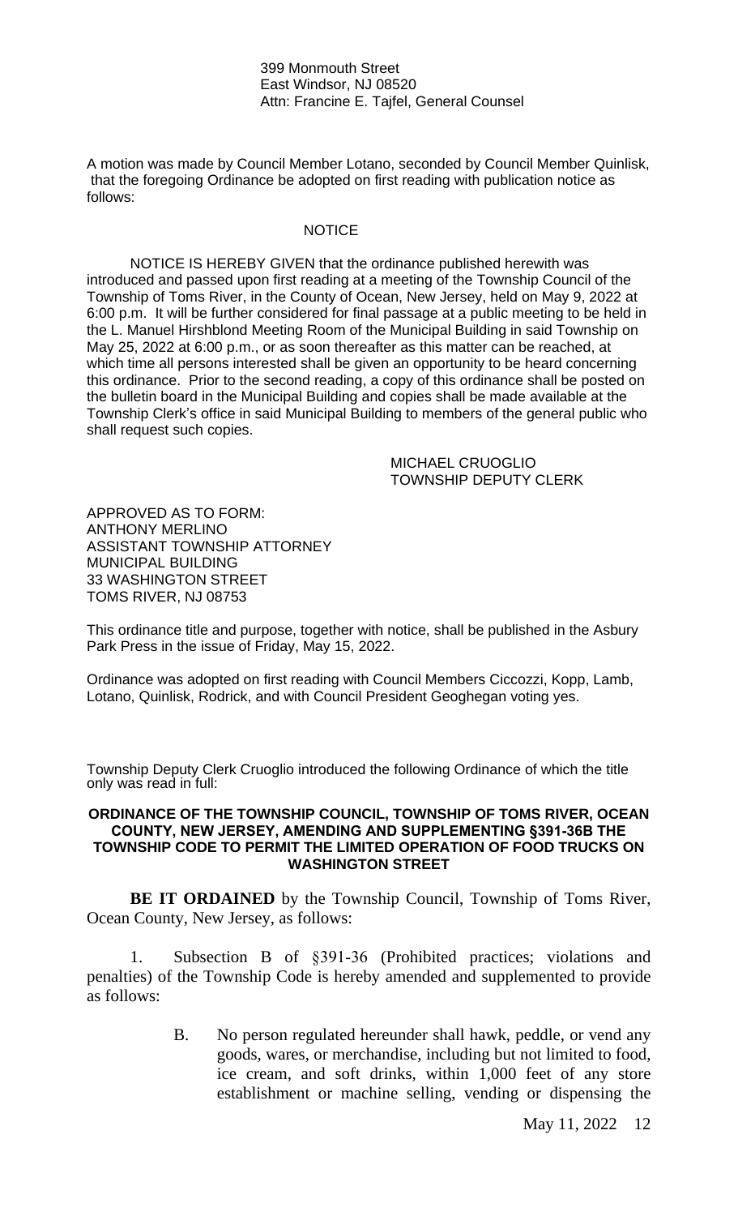399 Monmouth Street
East Windsor, NJ 08520
Attn: Francine E. Tajfel, General Counsel

A motion was made by Council Member Lotano, seconded by Council Member Quinlisk, that the foregoing Ordinance be adopted on first reading with publication notice as follows:

NOTICE

NOTICE IS HEREBY GIVEN that the ordinance published herewith was introduced and passed upon first reading at a meeting of the Township Council of the Township of Toms River, in the County of Ocean, New Jersey, held on May 9, 2022 at 6:00 p.m. It will be further considered for final passage at a public meeting to be held in the L. Manuel Hirshblond Meeting Room of the Municipal Building in said Township on May 25, 2022 at 6:00 p.m., or as soon thereafter as this matter can be reached, at which time all persons interested shall be given an opportunity to be heard concerning this ordinance. Prior to the second reading, a copy of this ordinance shall be posted on the bulletin board in the Municipal Building and copies shall be made available at the Township Clerk's office in said Municipal Building to members of the general public who shall request such copies.

MICHAEL CRUOGLIO
TOWNSHIP DEPUTY CLERK

APPROVED AS TO FORM:
ANTHONY MERLINO
ASSISTANT TOWNSHIP ATTORNEY
MUNICIPAL BUILDING
33 WASHINGTON STREET
TOMS RIVER, NJ 08753

This ordinance title and purpose, together with notice, shall be published in the Asbury Park Press in the issue of Friday, May 15, 2022.

Ordinance was adopted on first reading with Council Members Ciccozzi, Kopp, Lamb, Lotano, Quinlisk, Rodrick, and with Council President Geoghegan voting yes.

Township Deputy Clerk Cruoglio introduced the following Ordinance of which the title only was read in full:

**ORDINANCE OF THE TOWNSHIP COUNCIL, TOWNSHIP OF TOMS RIVER, OCEAN COUNTY, NEW JERSEY, AMENDING AND SUPPLEMENTING §391-36B THE TOWNSHIP CODE TO PERMIT THE LIMITED OPERATION OF FOOD TRUCKS ON WASHINGTON STREET**

**BE IT ORDAINED** by the Township Council, Township of Toms River, Ocean County, New Jersey, as follows:

1. Subsection B of §391-36 (Prohibited practices; violations and penalties) of the Township Code is hereby amended and supplemented to provide as follows:

B. No person regulated hereunder shall hawk, peddle, or vend any goods, wares, or merchandise, including but not limited to food, ice cream, and soft drinks, within 1,000 feet of any store establishment or machine selling, vending or dispensing the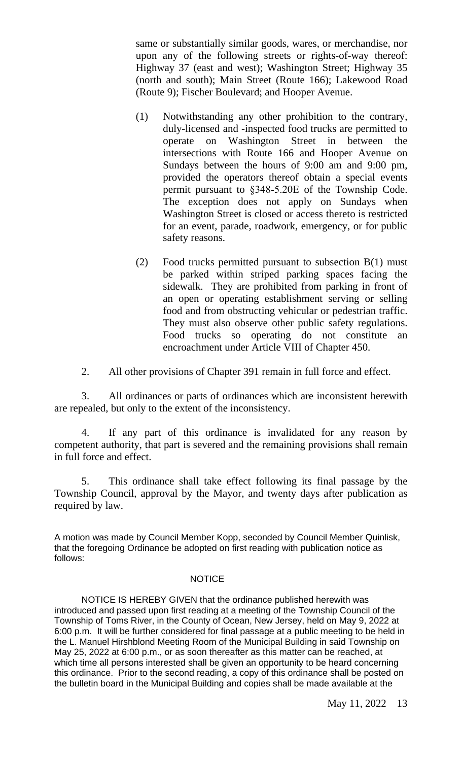same or substantially similar goods, wares, or merchandise, nor upon any of the following streets or rights-of-way thereof: Highway 37 (east and west); Washington Street; Highway 35 (north and south); Main Street (Route 166); Lakewood Road (Route 9); Fischer Boulevard; and Hooper Avenue.

(1) Notwithstanding any other prohibition to the contrary, duly-licensed and -inspected food trucks are permitted to operate on Washington Street in between the intersections with Route 166 and Hooper Avenue on Sundays between the hours of 9:00 am and 9:00 pm, provided the operators thereof obtain a special events permit pursuant to §348-5.20E of the Township Code. The exception does not apply on Sundays when Washington Street is closed or access thereto is restricted for an event, parade, roadwork, emergency, or for public safety reasons.

(2) Food trucks permitted pursuant to subsection B(1) must be parked within striped parking spaces facing the sidewalk. They are prohibited from parking in front of an open or operating establishment serving or selling food and from obstructing vehicular or pedestrian traffic. They must also observe other public safety regulations. Food trucks so operating do not constitute an encroachment under Article VIII of Chapter 450.

2. All other provisions of Chapter 391 remain in full force and effect.

3. All ordinances or parts of ordinances which are inconsistent herewith are repealed, but only to the extent of the inconsistency.

4. If any part of this ordinance is invalidated for any reason by competent authority, that part is severed and the remaining provisions shall remain in full force and effect.

5. This ordinance shall take effect following its final passage by the Township Council, approval by the Mayor, and twenty days after publication as required by law.

A motion was made by Council Member Kopp, seconded by Council Member Quinlisk, that the foregoing Ordinance be adopted on first reading with publication notice as follows:

NOTICE

NOTICE IS HEREBY GIVEN that the ordinance published herewith was introduced and passed upon first reading at a meeting of the Township Council of the Township of Toms River, in the County of Ocean, New Jersey, held on May 9, 2022 at 6:00 p.m. It will be further considered for final passage at a public meeting to be held in the L. Manuel Hirshblond Meeting Room of the Municipal Building in said Township on May 25, 2022 at 6:00 p.m., or as soon thereafter as this matter can be reached, at which time all persons interested shall be given an opportunity to be heard concerning this ordinance. Prior to the second reading, a copy of this ordinance shall be posted on the bulletin board in the Municipal Building and copies shall be made available at the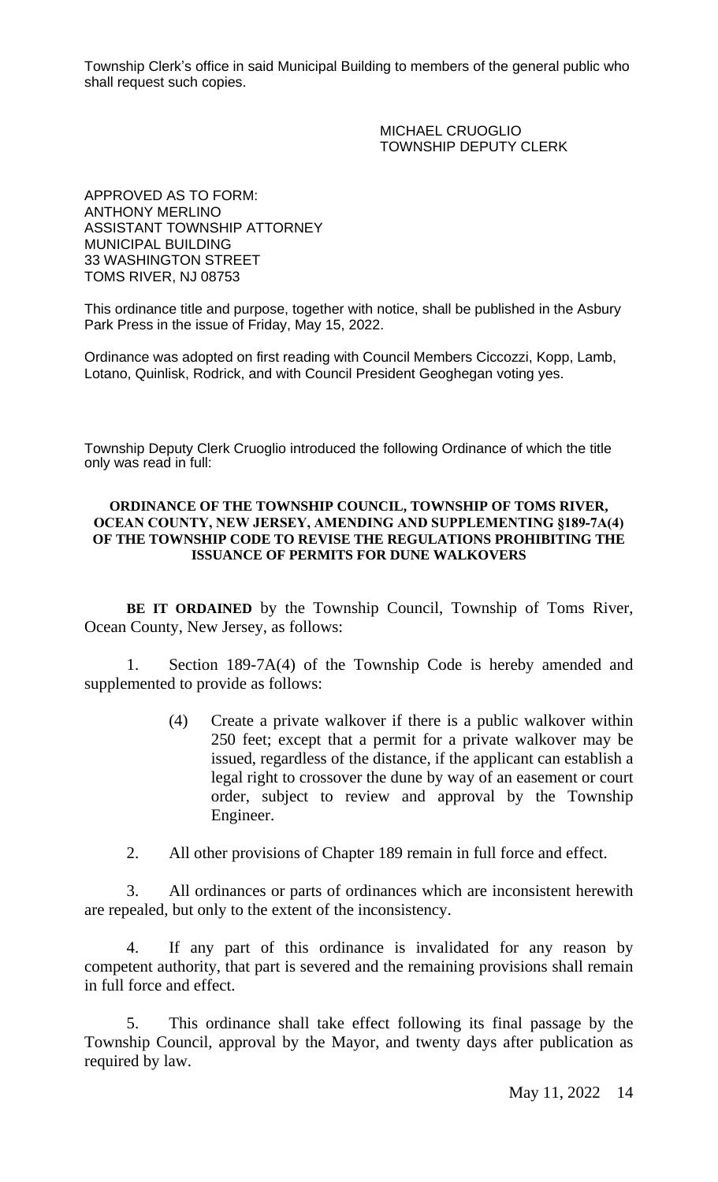Township Clerk's office in said Municipal Building to members of the general public who shall request such copies.

MICHAEL CRUOGLIO
TOWNSHIP DEPUTY CLERK

APPROVED AS TO FORM:
ANTHONY MERLINO
ASSISTANT TOWNSHIP ATTORNEY
MUNICIPAL BUILDING
33 WASHINGTON STREET
TOMS RIVER, NJ 08753

This ordinance title and purpose, together with notice, shall be published in the Asbury Park Press in the issue of Friday, May 15, 2022.

Ordinance was adopted on first reading with Council Members Ciccozzi, Kopp, Lamb, Lotano, Quinlisk, Rodrick, and with Council President Geoghegan voting yes.

Township Deputy Clerk Cruoglio introduced the following Ordinance of which the title only was read in full:

**ORDINANCE OF THE TOWNSHIP COUNCIL, TOWNSHIP OF TOMS RIVER, OCEAN COUNTY, NEW JERSEY, AMENDING AND SUPPLEMENTING §189-7A(4) OF THE TOWNSHIP CODE TO REVISE THE REGULATIONS PROHIBITING THE ISSUANCE OF PERMITS FOR DUNE WALKOVERS**

**BE IT ORDAINED** by the Township Council, Township of Toms River, Ocean County, New Jersey, as follows:

1. Section 189-7A(4) of the Township Code is hereby amended and supplemented to provide as follows:

   (4) Create a private walkover if there is a public walkover within 250 feet; except that a permit for a private walkover may be issued, regardless of the distance, if the applicant can establish a legal right to crossover the dune by way of an easement or court order, subject to review and approval by the Township Engineer.

2. All other provisions of Chapter 189 remain in full force and effect.

3. All ordinances or parts of ordinances which are inconsistent herewith are repealed, but only to the extent of the inconsistency.

4. If any part of this ordinance is invalidated for any reason by competent authority, that part is severed and the remaining provisions shall remain in full force and effect.

5. This ordinance shall take effect following its final passage by the Township Council, approval by the Mayor, and twenty days after publication as required by law.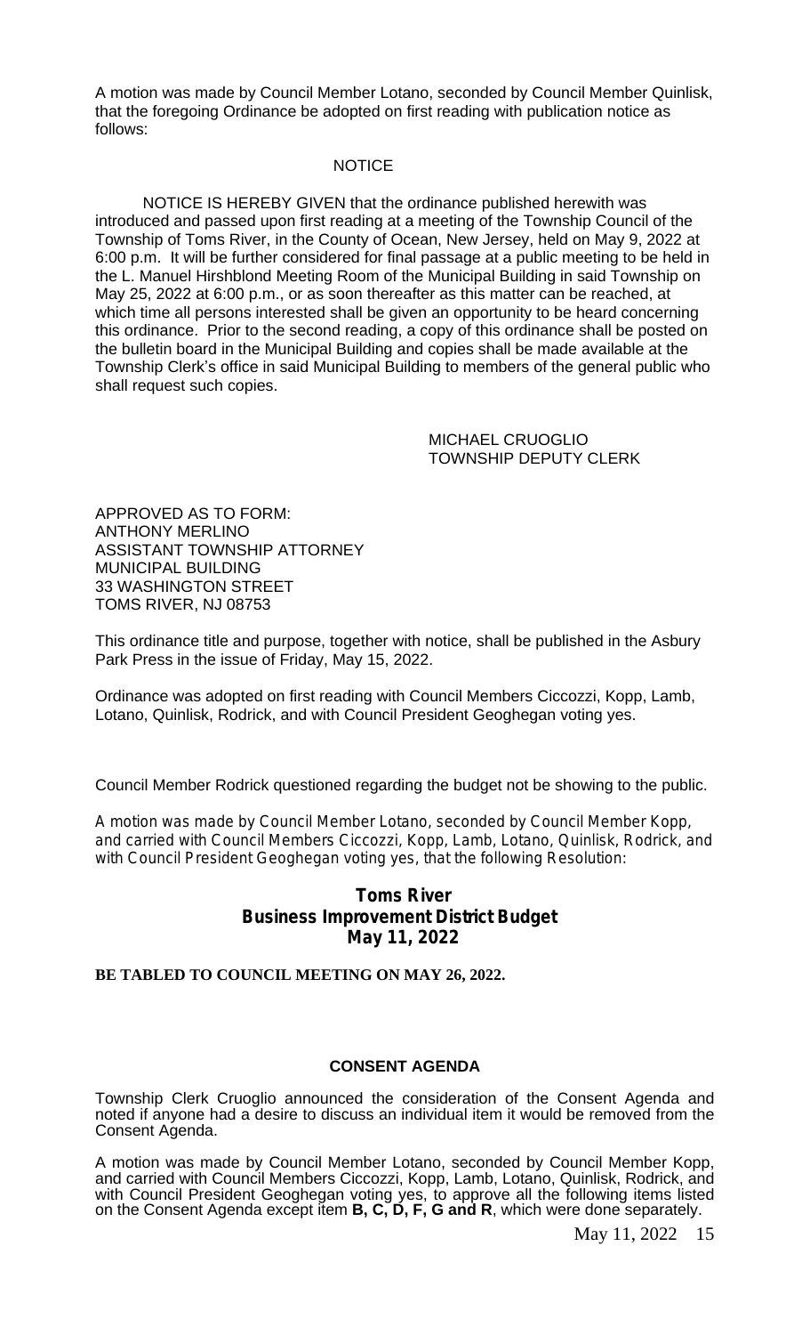A motion was made by Council Member Lotano, seconded by Council Member Quinlisk, that the foregoing Ordinance be adopted on first reading with publication notice as follows:

NOTICE

NOTICE IS HEREBY GIVEN that the ordinance published herewith was introduced and passed upon first reading at a meeting of the Township Council of the Township of Toms River, in the County of Ocean, New Jersey, held on May 9, 2022 at 6:00 p.m. It will be further considered for final passage at a public meeting to be held in the L. Manuel Hirshblond Meeting Room of the Municipal Building in said Township on May 25, 2022 at 6:00 p.m., or as soon thereafter as this matter can be reached, at which time all persons interested shall be given an opportunity to be heard concerning this ordinance. Prior to the second reading, a copy of this ordinance shall be posted on the bulletin board in the Municipal Building and copies shall be made available at the Township Clerk's office in said Municipal Building to members of the general public who shall request such copies.

MICHAEL CRUOGLIO
TOWNSHIP DEPUTY CLERK

APPROVED AS TO FORM:
ANTHONY MERLINO
ASSISTANT TOWNSHIP ATTORNEY
MUNICIPAL BUILDING
33 WASHINGTON STREET
TOMS RIVER, NJ 08753

This ordinance title and purpose, together with notice, shall be published in the Asbury Park Press in the issue of Friday, May 15, 2022.

Ordinance was adopted on first reading with Council Members Ciccozzi, Kopp, Lamb, Lotano, Quinlisk, Rodrick, and with Council President Geoghegan voting yes.

Council Member Rodrick questioned regarding the budget not be showing to the public.

A motion was made by Council Member Lotano, seconded by Council Member Kopp, and carried with Council Members Ciccozzi, Kopp, Lamb, Lotano, Quinlisk, Rodrick, and with Council President Geoghegan voting yes, that the following Resolution:

**Toms River**
**Business Improvement District Budget**
**May 11, 2022**

**BE TABLED TO COUNCIL MEETING ON MAY 26, 2022.**

**CONSENT AGENDA**

Township Clerk Cruoglio announced the consideration of the Consent Agenda and noted if anyone had a desire to discuss an individual item it would be removed from the Consent Agenda.

A motion was made by Council Member Lotano, seconded by Council Member Kopp, and carried with Council Members Ciccozzi, Kopp, Lamb, Lotano, Quinlisk, Rodrick, and with Council President Geoghegan voting yes, to approve all the following items listed on the Consent Agenda except item **B, C, D, F, G and R**, which were done separately.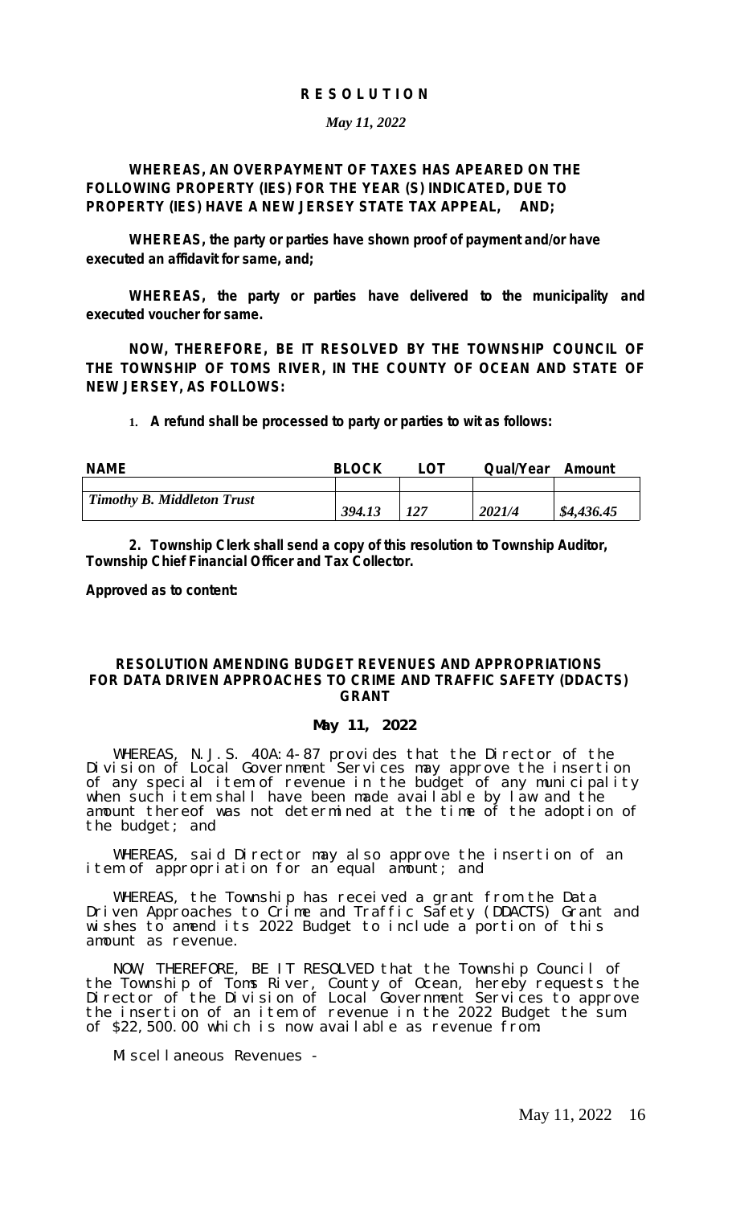**R E S O L U T I O N**

*May 11, 2022*

**WHEREAS, AN OVERPAYMENT OF TAXES HAS APEARED ON THE FOLLOWING PROPERTY (IES) FOR THE YEAR (S) INDICATED, DUE TO PROPERTY (IES) HAVE A NEW JERSEY STATE TAX APPEAL, AND;**

**WHEREAS, the party or parties have shown proof of payment and/or have executed an affidavit for same, and;**

**WHEREAS, the party or parties have delivered to the municipality and executed voucher for same.**

**NOW, THEREFORE, BE IT RESOLVED BY THE TOWNSHIP COUNCIL OF THE TOWNSHIP OF TOMS RIVER, IN THE COUNTY OF OCEAN AND STATE OF NEW JERSEY, AS FOLLOWS:**

1. **A refund shall be processed to party or parties to wit as follows:**

| NAME | BLOCK | LOT | Qual/Year | Amount |
|---|---|---|---|---|
| | | | | |
| *Timothy B. Middleton Trust* | *394.13* | *127* | *2021/4* | *$4,436.45* |

**2. Township Clerk shall send a copy of this resolution to Township Auditor, Township Chief Financial Officer and Tax Collector.**

**Approved as to content:**

**RESOLUTION AMENDING BUDGET REVENUES AND APPROPRIATIONS FOR DATA DRIVEN APPROACHES TO CRIME AND TRAFFIC SAFETY (DDACTS) GRANT**

**May 11, 2022**

WHEREAS, N.J.S. 40A:4-87 provides that the Director of the Division of Local Government Services may approve the insertion of any special item of revenue in the budget of any municipality when such item shall have been made available by law and the amount thereof was not determined at the time of the adoption of the budget; and

WHEREAS, said Director may also approve the insertion of an item of appropriation for an equal amount; and

WHEREAS, the Township has received a grant from the Data Driven Approaches to Crime and Traffic Safety (DDACTS) Grant and wishes to amend its 2022 Budget to include a portion of this amount as revenue.

NOW, THEREFORE, BE IT RESOLVED that the Township Council of the Township of Toms River, County of Ocean, hereby requests the Director of the Division of Local Government Services to approve the insertion of an item of revenue in the 2022 Budget the sum of $22,500.00 which is now available as revenue from:

Miscellaneous Revenues -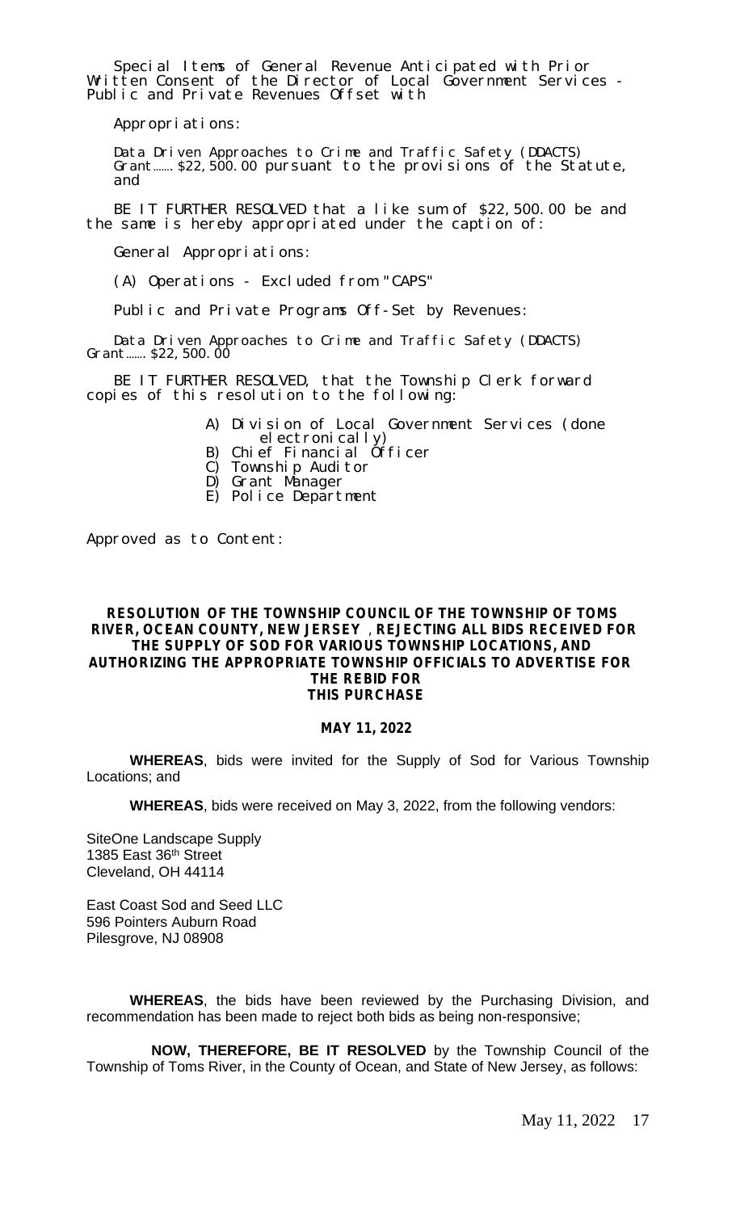Special Items of General Revenue Anticipated with Prior Written Consent of the Director of Local Government Services - Public and Private Revenues Offset with

Appropriations:

Data Driven Approaches to Crime and Traffic Safety (DDACTS) Grant……. $22,500.00 pursuant to the provisions of the Statute, and

BE IT FURTHER RESOLVED that a like sum of $22,500.00 be and the same is hereby appropriated under the caption of:

General Appropriations:

(A) Operations - Excluded from "CAPS"

Public and Private Programs Off-Set by Revenues:

Data Driven Approaches to Crime and Traffic Safety (DDACTS) Grant……. $22,500.00

BE IT FURTHER RESOLVED, that the Township Clerk forward copies of this resolution to the following:

A) Division of Local Government Services (done electronically)
B) Chief Financial Officer
C) Township Auditor
D) Grant Manager
E) Police Department

Approved as to Content:

**RESOLUTION OF THE TOWNSHIP COUNCIL OF THE TOWNSHIP OF TOMS RIVER, OCEAN COUNTY, NEW JERSEY , REJECTING ALL BIDS RECEIVED FOR THE SUPPLY OF SOD FOR VARIOUS TOWNSHIP LOCATIONS, AND AUTHORIZING THE APPROPRIATE TOWNSHIP OFFICIALS TO ADVERTISE FOR THE REBID FOR THIS PURCHASE**

**MAY 11, 2022**

**WHEREAS**, bids were invited for the Supply of Sod for Various Township Locations; and

**WHEREAS**, bids were received on May 3, 2022, from the following vendors:

SiteOne Landscape Supply
1385 East 36th Street
Cleveland, OH 44114

East Coast Sod and Seed LLC
596 Pointers Auburn Road
Pilesgrove, NJ 08908

**WHEREAS**, the bids have been reviewed by the Purchasing Division, and recommendation has been made to reject both bids as being non-responsive;

**NOW, THEREFORE, BE IT RESOLVED** by the Township Council of the Township of Toms River, in the County of Ocean, and State of New Jersey, as follows: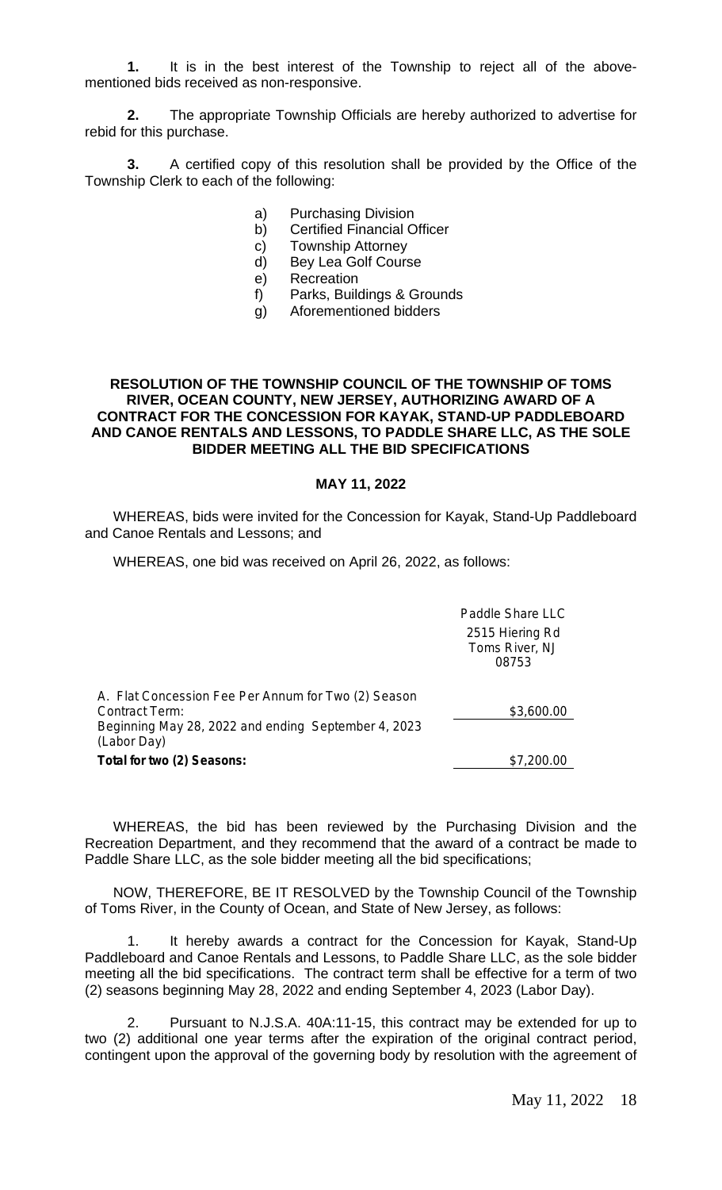**1.** It is in the best interest of the Township to reject all of the above-mentioned bids received as non-responsive.

**2.** The appropriate Township Officials are hereby authorized to advertise for rebid for this purchase.

**3.** A certified copy of this resolution shall be provided by the Office of the Township Clerk to each of the following:

a) Purchasing Division
b) Certified Financial Officer
c) Township Attorney
d) Bey Lea Golf Course
e) Recreation
f) Parks, Buildings & Grounds
g) Aforementioned bidders

**RESOLUTION OF THE TOWNSHIP COUNCIL OF THE TOWNSHIP OF TOMS RIVER, OCEAN COUNTY, NEW JERSEY, AUTHORIZING AWARD OF A CONTRACT FOR THE CONCESSION FOR KAYAK, STAND-UP PADDLEBOARD AND CANOE RENTALS AND LESSONS, TO PADDLE SHARE LLC, AS THE SOLE BIDDER MEETING ALL THE BID SPECIFICATIONS**

**MAY 11, 2022**

WHEREAS, bids were invited for the Concession for Kayak, Stand-Up Paddleboard and Canoe Rentals and Lessons; and

WHEREAS, one bid was received on April 26, 2022, as follows:

| | Paddle Share LLC<br>2515 Hiering Rd<br>Toms River, NJ<br>08753 |
|---|---|
| A. Flat Concession Fee Per Annum for Two (2) Season Contract Term:<br>Beginning May 28, 2022 and ending September 4, 2023 (Labor Day) | $3,600.00 |
| **Total for two (2) Seasons:** | $7,200.00 |

WHEREAS, the bid has been reviewed by the Purchasing Division and the Recreation Department, and they recommend that the award of a contract be made to Paddle Share LLC, as the sole bidder meeting all the bid specifications;

NOW, THEREFORE, BE IT RESOLVED by the Township Council of the Township of Toms River, in the County of Ocean, and State of New Jersey, as follows:

1. It hereby awards a contract for the Concession for Kayak, Stand-Up Paddleboard and Canoe Rentals and Lessons, to Paddle Share LLC, as the sole bidder meeting all the bid specifications. The contract term shall be effective for a term of two (2) seasons beginning May 28, 2022 and ending September 4, 2023 (Labor Day).

2. Pursuant to N.J.S.A. 40A:11-15, this contract may be extended for up to two (2) additional one year terms after the expiration of the original contract period, contingent upon the approval of the governing body by resolution with the agreement of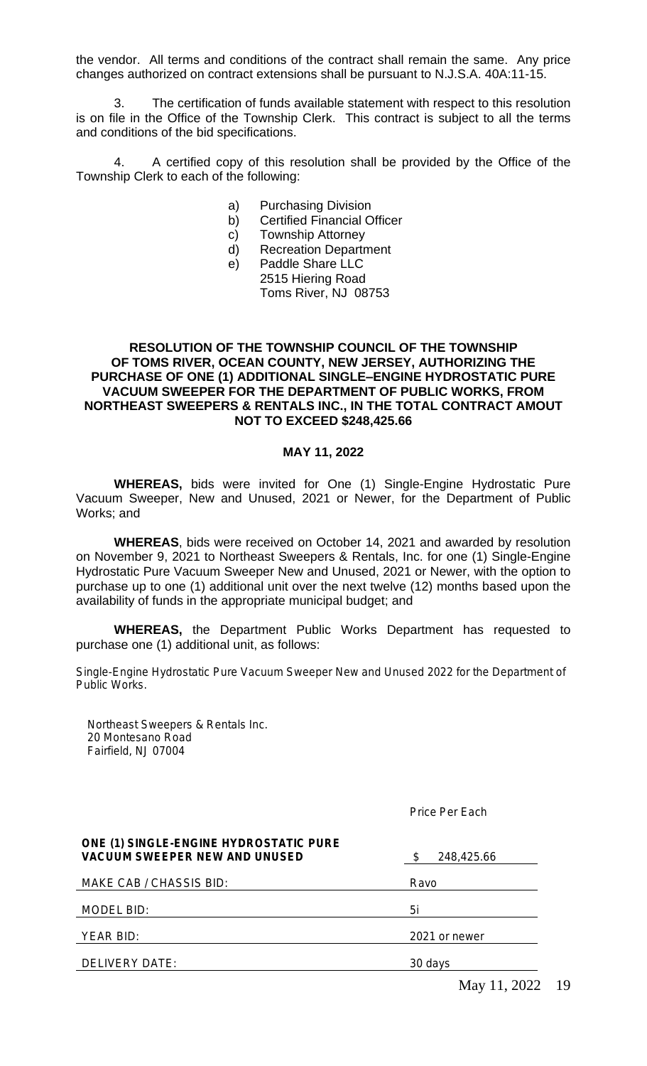the vendor. All terms and conditions of the contract shall remain the same. Any price changes authorized on contract extensions shall be pursuant to N.J.S.A. 40A:11-15.

3. The certification of funds available statement with respect to this resolution is on file in the Office of the Township Clerk. This contract is subject to all the terms and conditions of the bid specifications.

4. A certified copy of this resolution shall be provided by the Office of the Township Clerk to each of the following:

a) Purchasing Division
b) Certified Financial Officer
c) Township Attorney
d) Recreation Department
e) Paddle Share LLC
   2515 Hiering Road
   Toms River, NJ 08753

**RESOLUTION OF THE TOWNSHIP COUNCIL OF THE TOWNSHIP OF TOMS RIVER, OCEAN COUNTY, NEW JERSEY, AUTHORIZING THE PURCHASE OF ONE (1) ADDITIONAL SINGLE–ENGINE HYDROSTATIC PURE VACUUM SWEEPER FOR THE DEPARTMENT OF PUBLIC WORKS, FROM NORTHEAST SWEEPERS & RENTALS INC., IN THE TOTAL CONTRACT AMOUT NOT TO EXCEED $248,425.66**

**MAY 11, 2022**

**WHEREAS,** bids were invited for One (1) Single-Engine Hydrostatic Pure Vacuum Sweeper, New and Unused, 2021 or Newer, for the Department of Public Works; and

**WHEREAS**, bids were received on October 14, 2021 and awarded by resolution on November 9, 2021 to Northeast Sweepers & Rentals, Inc. for one (1) Single-Engine Hydrostatic Pure Vacuum Sweeper New and Unused, 2021 or Newer, with the option to purchase up to one (1) additional unit over the next twelve (12) months based upon the availability of funds in the appropriate municipal budget; and

**WHEREAS,** the Department Public Works Department has requested to purchase one (1) additional unit, as follows:

Single-Engine Hydrostatic Pure Vacuum Sweeper New and Unused 2022 for the Department of Public Works.

Northeast Sweepers & Rentals Inc.
20 Montesano Road
Fairfield, NJ 07004

| | Price Per Each |
|---|---|
| **ONE (1) SINGLE-ENGINE HYDROSTATIC PURE VACUUM SWEEPER NEW AND UNUSED** | $ 248,425.66 |
| MAKE CAB / CHASSIS BID: | Ravo |
| MODEL BID: | 5i |
| YEAR BID: | 2021 or newer |
| DELIVERY DATE: | 30 days |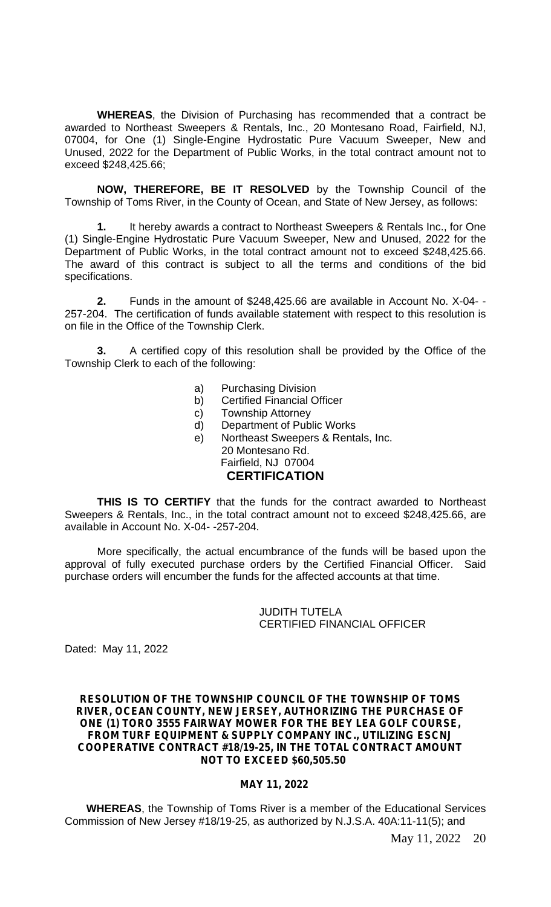**WHEREAS**, the Division of Purchasing has recommended that a contract be awarded to Northeast Sweepers & Rentals, Inc., 20 Montesano Road, Fairfield, NJ, 07004, for One (1) Single-Engine Hydrostatic Pure Vacuum Sweeper, New and Unused, 2022 for the Department of Public Works, in the total contract amount not to exceed $248,425.66;

**NOW, THEREFORE, BE IT RESOLVED** by the Township Council of the Township of Toms River, in the County of Ocean, and State of New Jersey, as follows:

**1.** It hereby awards a contract to Northeast Sweepers & Rentals Inc., for One (1) Single-Engine Hydrostatic Pure Vacuum Sweeper, New and Unused, 2022 for the Department of Public Works, in the total contract amount not to exceed $248,425.66. The award of this contract is subject to all the terms and conditions of the bid specifications.

**2.** Funds in the amount of $248,425.66 are available in Account No. X-04- -257-204. The certification of funds available statement with respect to this resolution is on file in the Office of the Township Clerk.

**3.** A certified copy of this resolution shall be provided by the Office of the Township Clerk to each of the following:

a) Purchasing Division
b) Certified Financial Officer
c) Township Attorney
d) Department of Public Works
e) Northeast Sweepers & Rentals, Inc.
20 Montesano Rd.
Fairfield, NJ 07004

## CERTIFICATION

**THIS IS TO CERTIFY** that the funds for the contract awarded to Northeast Sweepers & Rentals, Inc., in the total contract amount not to exceed $248,425.66, are available in Account No. X-04- -257-204.

More specifically, the actual encumbrance of the funds will be based upon the approval of fully executed purchase orders by the Certified Financial Officer. Said purchase orders will encumber the funds for the affected accounts at that time.

JUDITH TUTELA
CERTIFIED FINANCIAL OFFICER

Dated: May 11, 2022

**RESOLUTION OF THE TOWNSHIP COUNCIL OF THE TOWNSHIP OF TOMS RIVER, OCEAN COUNTY, NEW JERSEY, AUTHORIZING THE PURCHASE OF ONE (1) TORO 3555 FAIRWAY MOWER FOR THE BEY LEA GOLF COURSE, FROM TURF EQUIPMENT & SUPPLY COMPANY INC., UTILIZING ESCNJ COOPERATIVE CONTRACT #18/19-25, IN THE TOTAL CONTRACT AMOUNT NOT TO EXCEED $60,505.50**

**MAY 11, 2022**

**WHEREAS**, the Township of Toms River is a member of the Educational Services Commission of New Jersey #18/19-25, as authorized by N.J.S.A. 40A:11-11(5); and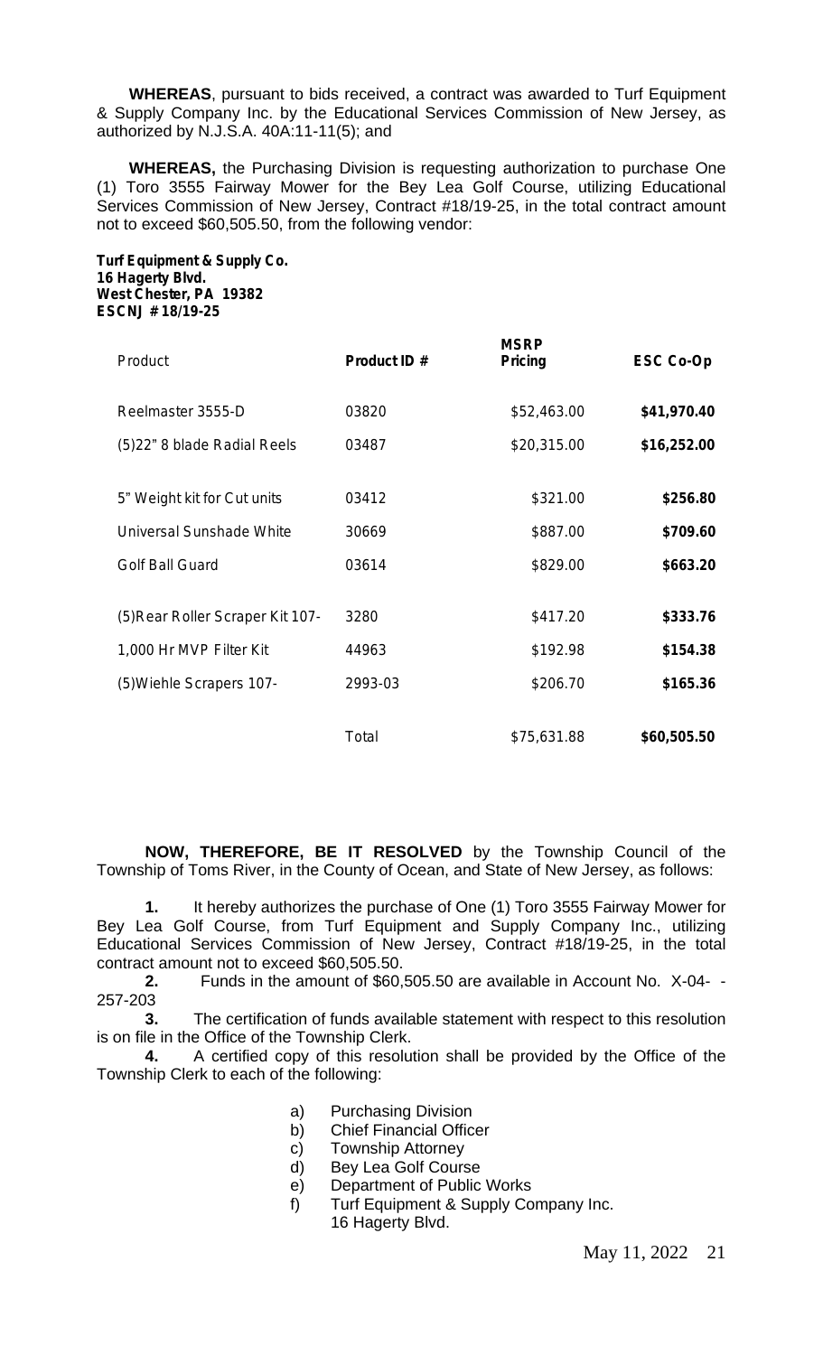**WHEREAS**, pursuant to bids received, a contract was awarded to Turf Equipment & Supply Company Inc. by the Educational Services Commission of New Jersey, as authorized by N.J.S.A. 40A:11-11(5); and

**WHEREAS,** the Purchasing Division is requesting authorization to purchase One (1) Toro 3555 Fairway Mower for the Bey Lea Golf Course, utilizing Educational Services Commission of New Jersey, Contract #18/19-25, in the total contract amount not to exceed $60,505.50, from the following vendor:

**Turf Equipment & Supply Co.**
**16 Hagerty Blvd.**
**West Chester, PA 19382**
**ESCNJ # 18/19-25**

| Product | **Product ID #** | **MSRP Pricing** | **ESC Co-Op** |
|---|---|---|---|
| Reelmaster 3555-D | 03820 | $52,463.00 | **$41,970.40** |
| (5)22" 8 blade Radial Reels | 03487 | $20,315.00 | **$16,252.00** |
| 5" Weight kit for Cut units | 03412 | $321.00 | **$256.80** |
| Universal Sunshade White | 30669 | $887.00 | **$709.60** |
| Golf Ball Guard | 03614 | $829.00 | **$663.20** |
| (5)Rear Roller Scraper Kit 107- | 3280 | $417.20 | **$333.76** |
| 1,000 Hr MVP Filter Kit | 44963 | $192.98 | **$154.38** |
| (5)Wiehle Scrapers 107- | 2993-03 | $206.70 | **$165.36** |
| | Total | $75,631.88 | **$60,505.50** |

**NOW, THEREFORE, BE IT RESOLVED** by the Township Council of the Township of Toms River, in the County of Ocean, and State of New Jersey, as follows:

**1.** It hereby authorizes the purchase of One (1) Toro 3555 Fairway Mower for Bey Lea Golf Course, from Turf Equipment and Supply Company Inc., utilizing Educational Services Commission of New Jersey, Contract #18/19-25, in the total contract amount not to exceed $60,505.50.

**2.** Funds in the amount of $60,505.50 are available in Account No. X-04- - 257-203

**3.** The certification of funds available statement with respect to this resolution is on file in the Office of the Township Clerk.

**4.** A certified copy of this resolution shall be provided by the Office of the Township Clerk to each of the following:

a) Purchasing Division
b) Chief Financial Officer
c) Township Attorney
d) Bey Lea Golf Course
e) Department of Public Works
f) Turf Equipment & Supply Company Inc.
16 Hagerty Blvd.

May 11, 2022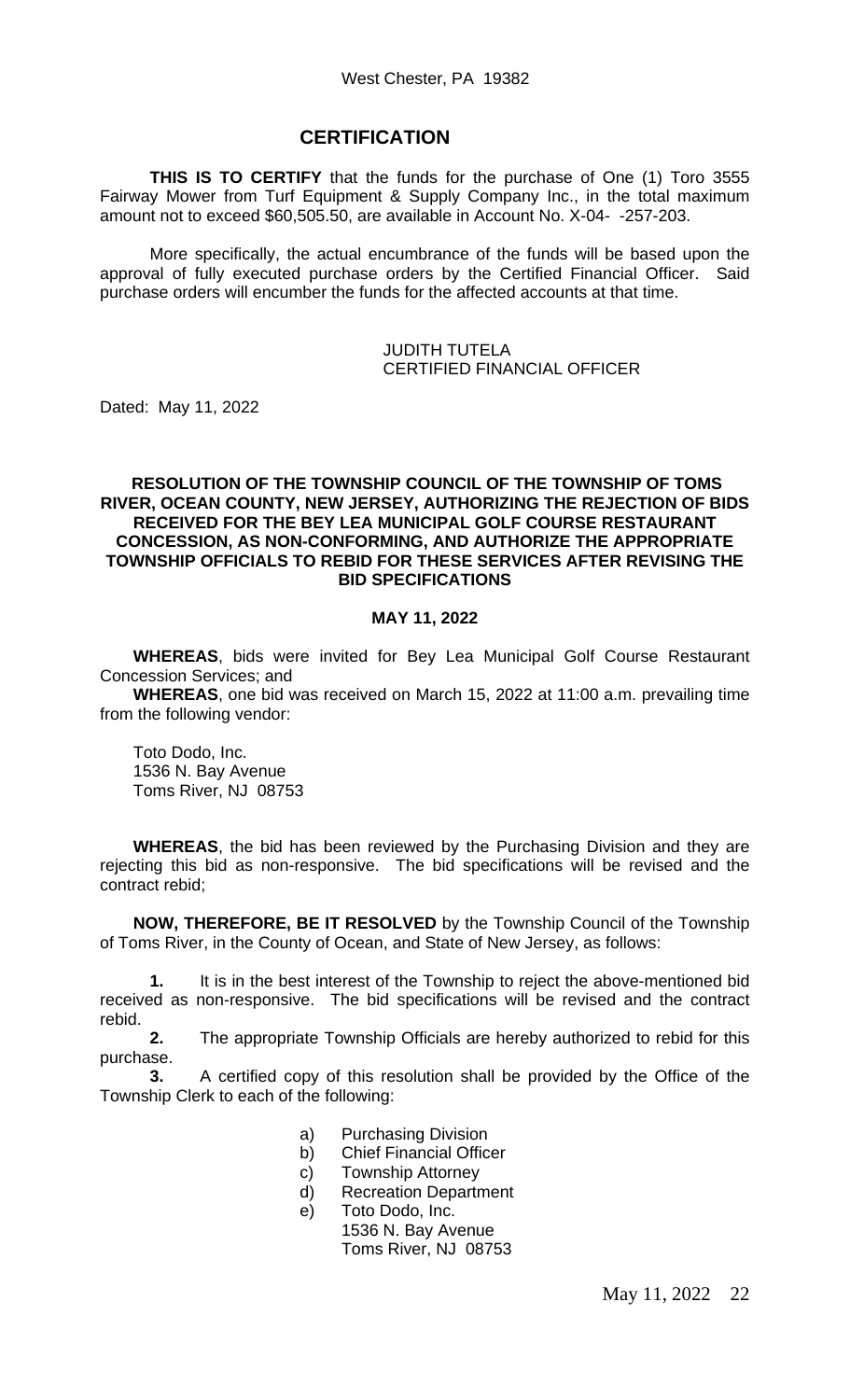West Chester, PA 19382

## CERTIFICATION

**THIS IS TO CERTIFY** that the funds for the purchase of One (1) Toro 3555 Fairway Mower from Turf Equipment & Supply Company Inc., in the total maximum amount not to exceed $60,505.50, are available in Account No. X-04- -257-203.

More specifically, the actual encumbrance of the funds will be based upon the approval of fully executed purchase orders by the Certified Financial Officer. Said purchase orders will encumber the funds for the affected accounts at that time.

JUDITH TUTELA
CERTIFIED FINANCIAL OFFICER

Dated: May 11, 2022

**RESOLUTION OF THE TOWNSHIP COUNCIL OF THE TOWNSHIP OF TOMS RIVER, OCEAN COUNTY, NEW JERSEY, AUTHORIZING THE REJECTION OF BIDS RECEIVED FOR THE BEY LEA MUNICIPAL GOLF COURSE RESTAURANT CONCESSION, AS NON-CONFORMING, AND AUTHORIZE THE APPROPRIATE TOWNSHIP OFFICIALS TO REBID FOR THESE SERVICES AFTER REVISING THE BID SPECIFICATIONS**

**MAY 11, 2022**

**WHEREAS**, bids were invited for Bey Lea Municipal Golf Course Restaurant Concession Services; and

**WHEREAS**, one bid was received on March 15, 2022 at 11:00 a.m. prevailing time from the following vendor:

Toto Dodo, Inc.
1536 N. Bay Avenue
Toms River, NJ 08753

**WHEREAS**, the bid has been reviewed by the Purchasing Division and they are rejecting this bid as non-responsive. The bid specifications will be revised and the contract rebid;

**NOW, THEREFORE, BE IT RESOLVED** by the Township Council of the Township of Toms River, in the County of Ocean, and State of New Jersey, as follows:

**1.** It is in the best interest of the Township to reject the above-mentioned bid received as non-responsive. The bid specifications will be revised and the contract rebid.

**2.** The appropriate Township Officials are hereby authorized to rebid for this purchase.

**3.** A certified copy of this resolution shall be provided by the Office of the Township Clerk to each of the following:

a) Purchasing Division
b) Chief Financial Officer
c) Township Attorney
d) Recreation Department
e) Toto Dodo, Inc.
1536 N. Bay Avenue
Toms River, NJ 08753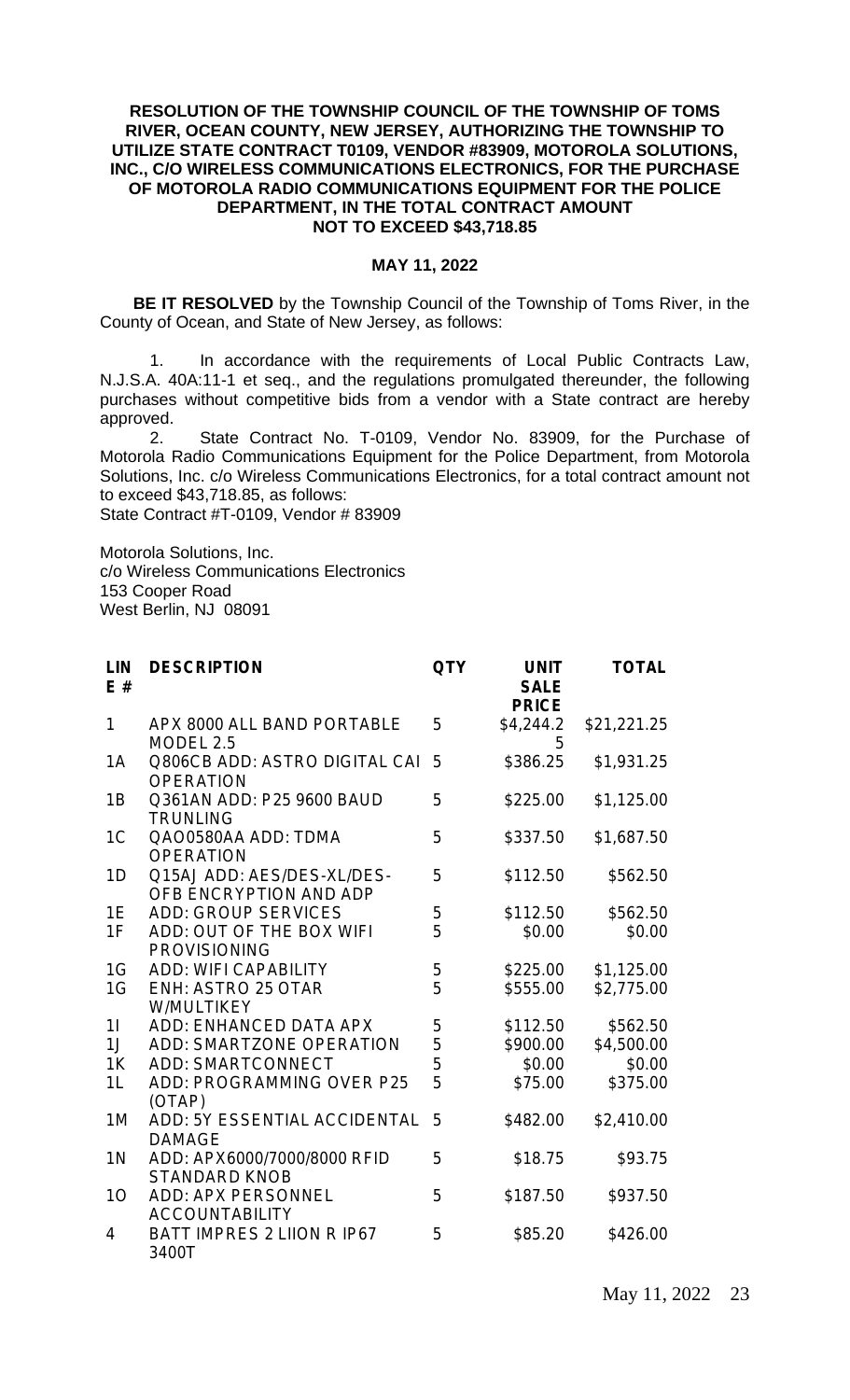**RESOLUTION OF THE TOWNSHIP COUNCIL OF THE TOWNSHIP OF TOMS RIVER, OCEAN COUNTY, NEW JERSEY, AUTHORIZING THE TOWNSHIP TO UTILIZE STATE CONTRACT T0109, VENDOR #83909, MOTOROLA SOLUTIONS, INC., C/O WIRELESS COMMUNICATIONS ELECTRONICS, FOR THE PURCHASE OF MOTOROLA RADIO COMMUNICATIONS EQUIPMENT FOR THE POLICE DEPARTMENT, IN THE TOTAL CONTRACT AMOUNT NOT TO EXCEED $43,718.85**

**MAY 11, 2022**

**BE IT RESOLVED** by the Township Council of the Township of Toms River, in the County of Ocean, and State of New Jersey, as follows:

1. In accordance with the requirements of Local Public Contracts Law, N.J.S.A. 40A:11-1 et seq., and the regulations promulgated thereunder, the following purchases without competitive bids from a vendor with a State contract are hereby approved.
2. State Contract No. T-0109, Vendor No. 83909, for the Purchase of Motorola Radio Communications Equipment for the Police Department, from Motorola Solutions, Inc. c/o Wireless Communications Electronics, for a total contract amount not to exceed $43,718.85, as follows:

State Contract #T-0109, Vendor # 83909

Motorola Solutions, Inc.
c/o Wireless Communications Electronics
153 Cooper Road
West Berlin, NJ 08091

| LINE # | DESCRIPTION | QTY | UNIT SALE PRICE | TOTAL |
|---|---|---|---|---|
| 1 | APX 8000 ALL BAND PORTABLE MODEL 2.5 | 5 | $4,244.25 | $21,221.25 |
| 1A | Q806CB ADD: ASTRO DIGITAL CAI OPERATION | 5 | $386.25 | $1,931.25 |
| 1B | Q361AN ADD: P25 9600 BAUD TRUNLING | 5 | $225.00 | $1,125.00 |
| 1C | QAO0580AA ADD: TDMA OPERATION | 5 | $337.50 | $1,687.50 |
| 1D | Q15AJ ADD: AES/DES-XL/DES-OFB ENCRYPTION AND ADP | 5 | $112.50 | $562.50 |
| 1E | ADD: GROUP SERVICES | 5 | $112.50 | $562.50 |
| 1F | ADD: OUT OF THE BOX WIFI PROVISIONING | 5 | $0.00 | $0.00 |
| 1G | ADD: WIFI CAPABILITY | 5 | $225.00 | $1,125.00 |
| 1G | ENH: ASTRO 25 OTAR W/MULTIKEY | 5 | $555.00 | $2,775.00 |
| 1I | ADD: ENHANCED DATA APX | 5 | $112.50 | $562.50 |
| 1J | ADD: SMARTZONE OPERATION | 5 | $900.00 | $4,500.00 |
| 1K | ADD: SMARTCONNECT | 5 | $0.00 | $0.00 |
| 1L | ADD: PROGRAMMING OVER P25 (OTAP) | 5 | $75.00 | $375.00 |
| 1M | ADD: 5Y ESSENTIAL ACCIDENTAL DAMAGE | 5 | $482.00 | $2,410.00 |
| 1N | ADD: APX6000/7000/8000 RFID STANDARD KNOB | 5 | $18.75 | $93.75 |
| 1O | ADD: APX PERSONNEL ACCOUNTABILITY | 5 | $187.50 | $937.50 |
| 4 | BATT IMPRES 2 LIION R IP67 3400T | 5 | $85.20 | $426.00 |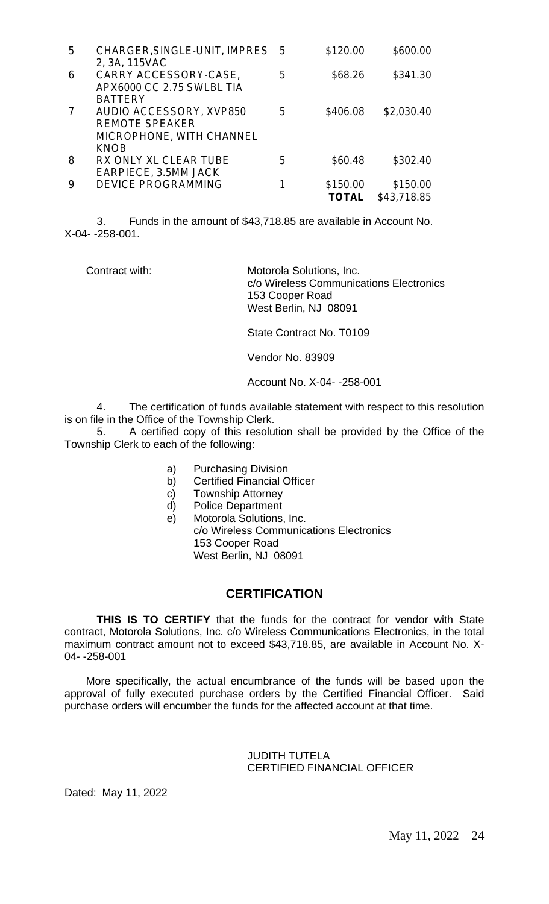| 5 | CHARGER,SINGLE-UNIT, IMPRES 2, 3A, 115VAC | 5 | $120.00 | $600.00 |
|---|---|---|---|---|
| 6 | CARRY ACCESSORY-CASE, APX6000 CC 2.75 SWLBL TIA BATTERY | 5 | $68.26 | $341.30 |
| 7 | AUDIO ACCESSORY, XVP850 REMOTE SPEAKER MICROPHONE, WITH CHANNEL KNOB | 5 | $406.08 | $2,030.40 |
| 8 | RX ONLY XL CLEAR TUBE EARPIECE, 3.5MM JACK | 5 | $60.48 | $302.40 |
| 9 | DEVICE PROGRAMMING | 1 | $150.00 | $150.00 |
| | | | **TOTAL** | $43,718.85 |

3. Funds in the amount of $43,718.85 are available in Account No. X-04- -258-001.

Contract with: Motorola Solutions, Inc.
c/o Wireless Communications Electronics
153 Cooper Road
West Berlin, NJ 08091

State Contract No. T0109

Vendor No. 83909

Account No. X-04- -258-001

4. The certification of funds available statement with respect to this resolution is on file in the Office of the Township Clerk.

5. A certified copy of this resolution shall be provided by the Office of the Township Clerk to each of the following:

a) Purchasing Division
b) Certified Financial Officer
c) Township Attorney
d) Police Department
e) Motorola Solutions, Inc.
c/o Wireless Communications Electronics
153 Cooper Road
West Berlin, NJ 08091

## CERTIFICATION

**THIS IS TO CERTIFY** that the funds for the contract for vendor with State contract, Motorola Solutions, Inc. c/o Wireless Communications Electronics, in the total maximum contract amount not to exceed $43,718.85, are available in Account No. X-04- -258-001

More specifically, the actual encumbrance of the funds will be based upon the approval of fully executed purchase orders by the Certified Financial Officer. Said purchase orders will encumber the funds for the affected account at that time.

JUDITH TUTELA
CERTIFIED FINANCIAL OFFICER

Dated: May 11, 2022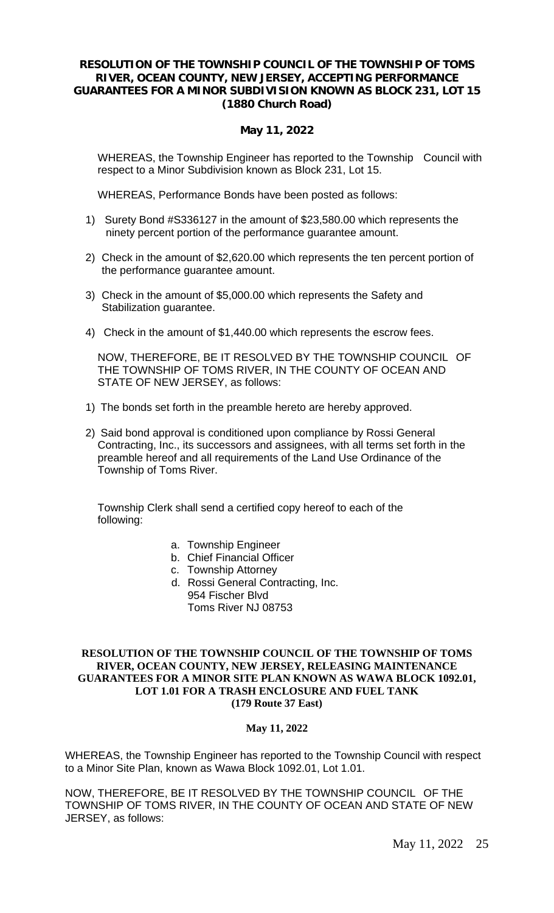**RESOLUTION OF THE TOWNSHIP COUNCIL OF THE TOWNSHIP OF TOMS RIVER, OCEAN COUNTY, NEW JERSEY, ACCEPTING PERFORMANCE GUARANTEES FOR A MINOR SUBDIVISION KNOWN AS BLOCK 231, LOT 15 (1880 Church Road)**

**May 11, 2022**

WHEREAS, the Township Engineer has reported to the Township Council with respect to a Minor Subdivision known as Block 231, Lot 15.

WHEREAS, Performance Bonds have been posted as follows:

1) Surety Bond #S336127 in the amount of $23,580.00 which represents the ninety percent portion of the performance guarantee amount.

2) Check in the amount of $2,620.00 which represents the ten percent portion of the performance guarantee amount.

3) Check in the amount of $5,000.00 which represents the Safety and Stabilization guarantee.

4) Check in the amount of $1,440.00 which represents the escrow fees.

NOW, THEREFORE, BE IT RESOLVED BY THE TOWNSHIP COUNCIL OF THE TOWNSHIP OF TOMS RIVER, IN THE COUNTY OF OCEAN AND STATE OF NEW JERSEY, as follows:

1) The bonds set forth in the preamble hereto are hereby approved.

2) Said bond approval is conditioned upon compliance by Rossi General Contracting, Inc., its successors and assignees, with all terms set forth in the preamble hereof and all requirements of the Land Use Ordinance of the Township of Toms River.

Township Clerk shall send a certified copy hereof to each of the following:

a. Township Engineer
b. Chief Financial Officer
c. Township Attorney
d. Rossi General Contracting, Inc.
   954 Fischer Blvd
   Toms River NJ 08753

**RESOLUTION OF THE TOWNSHIP COUNCIL OF THE TOWNSHIP OF TOMS RIVER, OCEAN COUNTY, NEW JERSEY, RELEASING MAINTENANCE GUARANTEES FOR A MINOR SITE PLAN KNOWN AS WAWA BLOCK 1092.01, LOT 1.01 FOR A TRASH ENCLOSURE AND FUEL TANK (179 Route 37 East)**

**May 11, 2022**

WHEREAS, the Township Engineer has reported to the Township Council with respect to a Minor Site Plan, known as Wawa Block 1092.01, Lot 1.01.

NOW, THEREFORE, BE IT RESOLVED BY THE TOWNSHIP COUNCIL OF THE TOWNSHIP OF TOMS RIVER, IN THE COUNTY OF OCEAN AND STATE OF NEW JERSEY, as follows: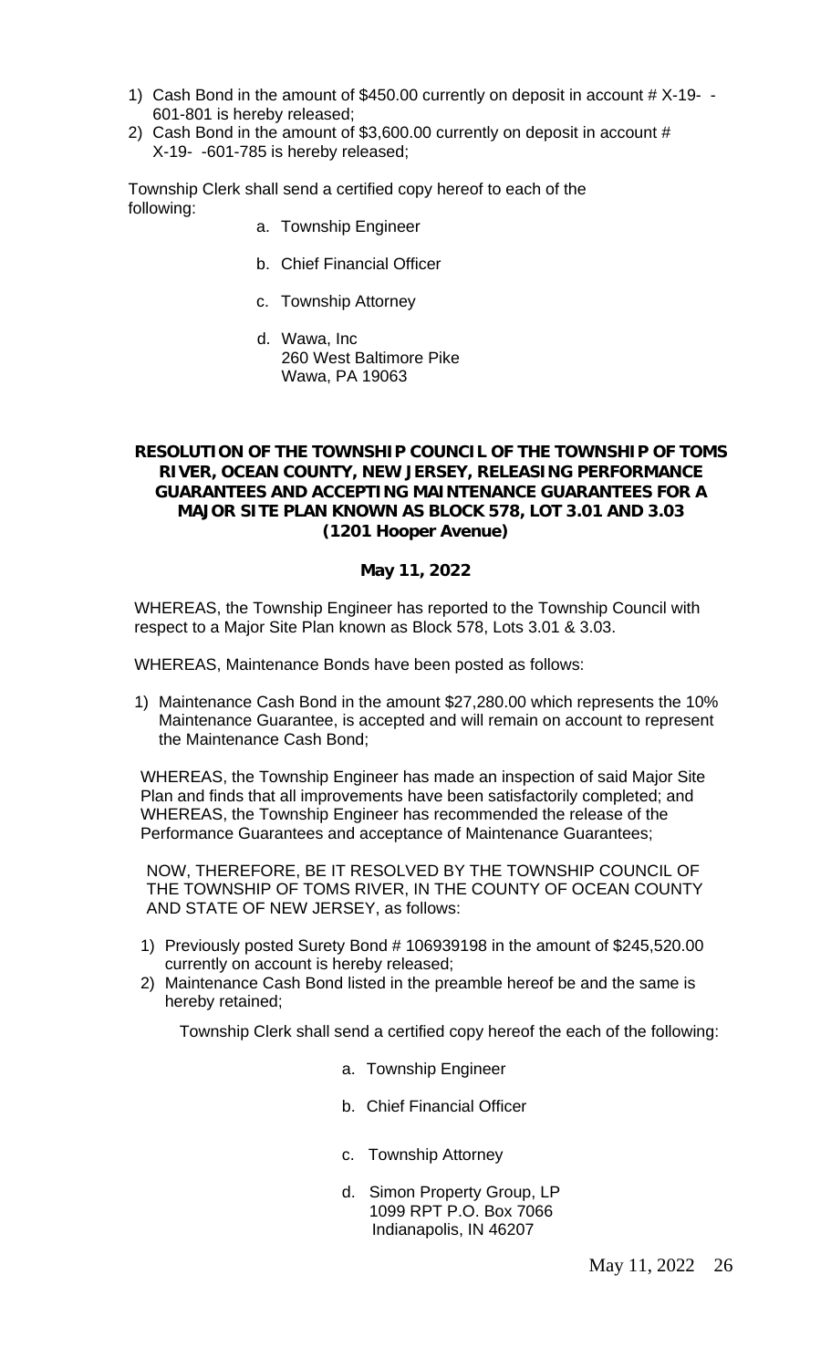1) Cash Bond in the amount of $450.00 currently on deposit in account # X-19- -601-801 is hereby released;
2) Cash Bond in the amount of $3,600.00 currently on deposit in account # X-19- -601-785 is hereby released;

Township Clerk shall send a certified copy hereof to each of the following:

a. Township Engineer

b. Chief Financial Officer

c. Township Attorney

d. Wawa, Inc
260 West Baltimore Pike
Wawa, PA 19063

**RESOLUTION OF THE TOWNSHIP COUNCIL OF THE TOWNSHIP OF TOMS RIVER, OCEAN COUNTY, NEW JERSEY, RELEASING PERFORMANCE GUARANTEES AND ACCEPTING MAINTENANCE GUARANTEES FOR A MAJOR SITE PLAN KNOWN AS BLOCK 578, LOT 3.01 AND 3.03 (1201 Hooper Avenue)**

**May 11, 2022**

WHEREAS, the Township Engineer has reported to the Township Council with respect to a Major Site Plan known as Block 578, Lots 3.01 & 3.03.

WHEREAS, Maintenance Bonds have been posted as follows:

1) Maintenance Cash Bond in the amount $27,280.00 which represents the 10% Maintenance Guarantee, is accepted and will remain on account to represent the Maintenance Cash Bond;

WHEREAS, the Township Engineer has made an inspection of said Major Site Plan and finds that all improvements have been satisfactorily completed; and WHEREAS, the Township Engineer has recommended the release of the Performance Guarantees and acceptance of Maintenance Guarantees;

NOW, THEREFORE, BE IT RESOLVED BY THE TOWNSHIP COUNCIL OF THE TOWNSHIP OF TOMS RIVER, IN THE COUNTY OF OCEAN COUNTY AND STATE OF NEW JERSEY, as follows:

1) Previously posted Surety Bond # 106939198 in the amount of $245,520.00 currently on account is hereby released;
2) Maintenance Cash Bond listed in the preamble hereof be and the same is hereby retained;

Township Clerk shall send a certified copy hereof the each of the following:

a. Township Engineer

b. Chief Financial Officer

c. Township Attorney

d. Simon Property Group, LP
1099 RPT P.O. Box 7066
Indianapolis, IN 46207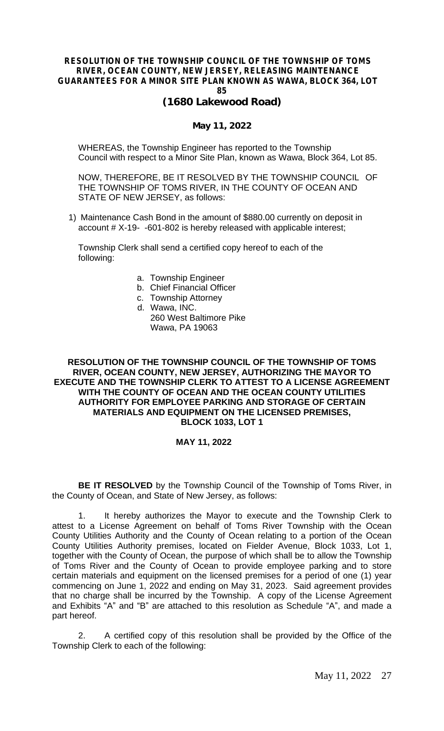**RESOLUTION OF THE TOWNSHIP COUNCIL OF THE TOWNSHIP OF TOMS RIVER, OCEAN COUNTY, NEW JERSEY, RELEASING MAINTENANCE GUARANTEES FOR A MINOR SITE PLAN KNOWN AS WAWA, BLOCK 364, LOT 85**

**(1680 Lakewood Road)**

**May 11, 2022**

WHEREAS, the Township Engineer has reported to the Township Council with respect to a Minor Site Plan, known as Wawa, Block 364, Lot 85.

NOW, THEREFORE, BE IT RESOLVED BY THE TOWNSHIP COUNCIL OF THE TOWNSHIP OF TOMS RIVER, IN THE COUNTY OF OCEAN AND STATE OF NEW JERSEY, as follows:

1) Maintenance Cash Bond in the amount of $880.00 currently on deposit in account # X-19- -601-802 is hereby released with applicable interest;

Township Clerk shall send a certified copy hereof to each of the following:

a. Township Engineer
b. Chief Financial Officer
c. Township Attorney
d. Wawa, INC.
   260 West Baltimore Pike
   Wawa, PA 19063

**RESOLUTION OF THE TOWNSHIP COUNCIL OF THE TOWNSHIP OF TOMS RIVER, OCEAN COUNTY, NEW JERSEY, AUTHORIZING THE MAYOR TO EXECUTE AND THE TOWNSHIP CLERK TO ATTEST TO A LICENSE AGREEMENT WITH THE COUNTY OF OCEAN AND THE OCEAN COUNTY UTILITIES AUTHORITY FOR EMPLOYEE PARKING AND STORAGE OF CERTAIN MATERIALS AND EQUIPMENT ON THE LICENSED PREMISES, BLOCK 1033, LOT 1**

**MAY 11, 2022**

**BE IT RESOLVED** by the Township Council of the Township of Toms River, in the County of Ocean, and State of New Jersey, as follows:

1. It hereby authorizes the Mayor to execute and the Township Clerk to attest to a License Agreement on behalf of Toms River Township with the Ocean County Utilities Authority and the County of Ocean relating to a portion of the Ocean County Utilities Authority premises, located on Fielder Avenue, Block 1033, Lot 1, together with the County of Ocean, the purpose of which shall be to allow the Township of Toms River and the County of Ocean to provide employee parking and to store certain materials and equipment on the licensed premises for a period of one (1) year commencing on June 1, 2022 and ending on May 31, 2023. Said agreement provides that no charge shall be incurred by the Township. A copy of the License Agreement and Exhibits "A" and "B" are attached to this resolution as Schedule "A", and made a part hereof.

2. A certified copy of this resolution shall be provided by the Office of the Township Clerk to each of the following: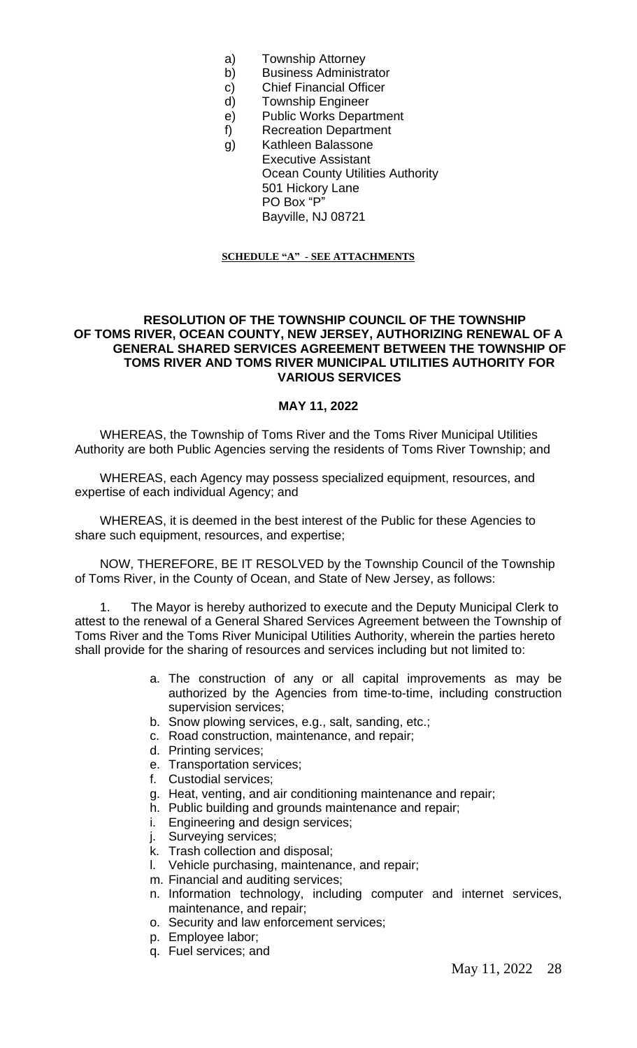a) Township Attorney
b) Business Administrator
c) Chief Financial Officer
d) Township Engineer
e) Public Works Department
f) Recreation Department
g) Kathleen Balassone
   Executive Assistant
   Ocean County Utilities Authority
   501 Hickory Lane
   PO Box "P"
   Bayville, NJ 08721

**SCHEDULE "A" - SEE ATTACHMENTS**

**RESOLUTION OF THE TOWNSHIP COUNCIL OF THE TOWNSHIP OF TOMS RIVER, OCEAN COUNTY, NEW JERSEY, AUTHORIZING RENEWAL OF A GENERAL SHARED SERVICES AGREEMENT BETWEEN THE TOWNSHIP OF TOMS RIVER AND TOMS RIVER MUNICIPAL UTILITIES AUTHORITY FOR VARIOUS SERVICES**

**MAY 11, 2022**

WHEREAS, the Township of Toms River and the Toms River Municipal Utilities Authority are both Public Agencies serving the residents of Toms River Township; and

WHEREAS, each Agency may possess specialized equipment, resources, and expertise of each individual Agency; and

WHEREAS, it is deemed in the best interest of the Public for these Agencies to share such equipment, resources, and expertise;

NOW, THEREFORE, BE IT RESOLVED by the Township Council of the Township of Toms River, in the County of Ocean, and State of New Jersey, as follows:

1. The Mayor is hereby authorized to execute and the Deputy Municipal Clerk to attest to the renewal of a General Shared Services Agreement between the Township of Toms River and the Toms River Municipal Utilities Authority, wherein the parties hereto shall provide for the sharing of resources and services including but not limited to:

   a. The construction of any or all capital improvements as may be authorized by the Agencies from time-to-time, including construction supervision services;
   b. Snow plowing services, e.g., salt, sanding, etc.;
   c. Road construction, maintenance, and repair;
   d. Printing services;
   e. Transportation services;
   f. Custodial services;
   g. Heat, venting, and air conditioning maintenance and repair;
   h. Public building and grounds maintenance and repair;
   i. Engineering and design services;
   j. Surveying services;
   k. Trash collection and disposal;
   l. Vehicle purchasing, maintenance, and repair;
   m. Financial and auditing services;
   n. Information technology, including computer and internet services, maintenance, and repair;
   o. Security and law enforcement services;
   p. Employee labor;
   q. Fuel services; and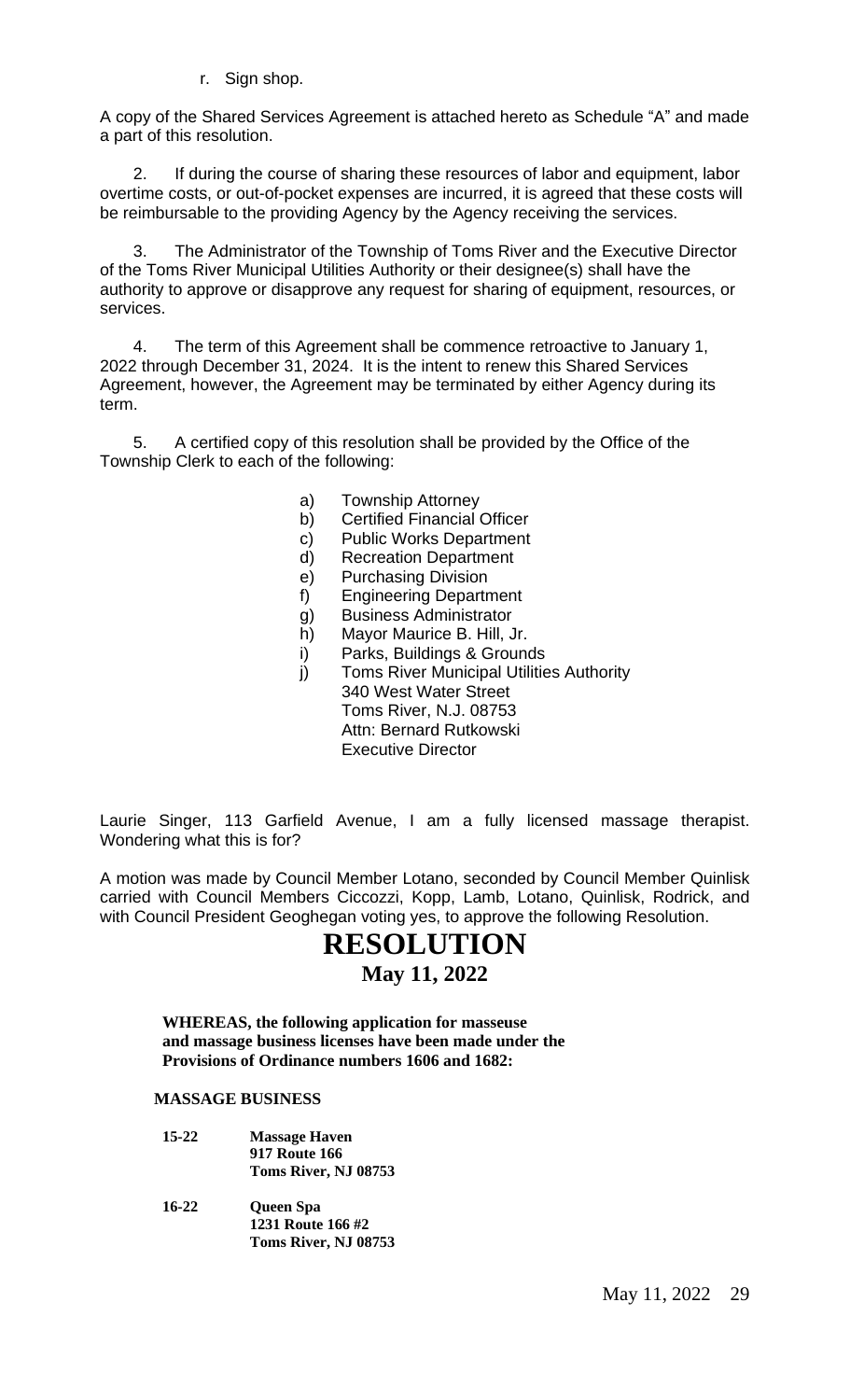r. Sign shop.

A copy of the Shared Services Agreement is attached hereto as Schedule "A" and made a part of this resolution.

2. If during the course of sharing these resources of labor and equipment, labor overtime costs, or out-of-pocket expenses are incurred, it is agreed that these costs will be reimbursable to the providing Agency by the Agency receiving the services.

3. The Administrator of the Township of Toms River and the Executive Director of the Toms River Municipal Utilities Authority or their designee(s) shall have the authority to approve or disapprove any request for sharing of equipment, resources, or services.

4. The term of this Agreement shall be commence retroactive to January 1, 2022 through December 31, 2024. It is the intent to renew this Shared Services Agreement, however, the Agreement may be terminated by either Agency during its term.

5. A certified copy of this resolution shall be provided by the Office of the Township Clerk to each of the following:

a) Township Attorney
b) Certified Financial Officer
c) Public Works Department
d) Recreation Department
e) Purchasing Division
f) Engineering Department
g) Business Administrator
h) Mayor Maurice B. Hill, Jr.
i) Parks, Buildings & Grounds
j) Toms River Municipal Utilities Authority
340 West Water Street
Toms River, N.J. 08753
Attn: Bernard Rutkowski
Executive Director

Laurie Singer, 113 Garfield Avenue, I am a fully licensed massage therapist. Wondering what this is for?

A motion was made by Council Member Lotano, seconded by Council Member Quinlisk carried with Council Members Ciccozzi, Kopp, Lamb, Lotano, Quinlisk, Rodrick, and with Council President Geoghegan voting yes, to approve the following Resolution.

# RESOLUTION

## May 11, 2022

**WHEREAS, the following application for masseuse and massage business licenses have been made under the Provisions of Ordinance numbers 1606 and 1682:**

**MASSAGE BUSINESS**

**15-22** **Massage Haven**
**917 Route 166**
**Toms River, NJ 08753**

**16-22** **Queen Spa**
**1231 Route 166 #2**
**Toms River, NJ 08753**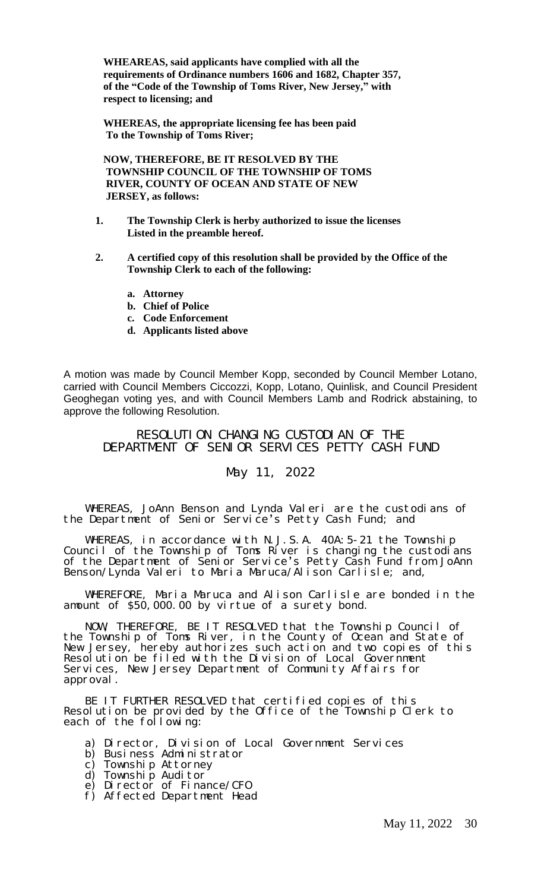**WHEAREAS, said applicants have complied with all the requirements of Ordinance numbers 1606 and 1682, Chapter 357, of the "Code of the Township of Toms River, New Jersey," with respect to licensing; and**

**WHEREAS, the appropriate licensing fee has been paid To the Township of Toms River;**

**NOW, THEREFORE, BE IT RESOLVED BY THE TOWNSHIP COUNCIL OF THE TOWNSHIP OF TOMS RIVER, COUNTY OF OCEAN AND STATE OF NEW JERSEY, as follows:**

1. **The Township Clerk is herby authorized to issue the licenses Listed in the preamble hereof.**

2. **A certified copy of this resolution shall be provided by the Office of the Township Clerk to each of the following:**

   a. **Attorney**
   b. **Chief of Police**
   c. **Code Enforcement**
   d. **Applicants listed above**

A motion was made by Council Member Kopp, seconded by Council Member Lotano, carried with Council Members Ciccozzi, Kopp, Lotano, Quinlisk, and Council President Geoghegan voting yes, and with Council Members Lamb and Rodrick abstaining, to approve the following Resolution.

## RESOLUTION CHANGING CUSTODIAN OF THE DEPARTMENT OF SENIOR SERVICES PETTY CASH FUND

May 11, 2022

WHEREAS, JoAnn Benson and Lynda Valeri are the custodians of the Department of Senior Service's Petty Cash Fund; and

WHEREAS, in accordance with N.J.S.A. 40A:5-21 the Township Council of the Township of Toms River is changing the custodians of the Department of Senior Service's Petty Cash Fund from JoAnn Benson/Lynda Valeri to Maria Maruca/Alison Carlisle; and,

WHEREFORE, Maria Maruca and Alison Carlisle are bonded in the amount of $50,000.00 by virtue of a surety bond.

NOW, THEREFORE, BE IT RESOLVED that the Township Council of the Township of Toms River, in the County of Ocean and State of New Jersey, hereby authorizes such action and two copies of this Resolution be filed with the Division of Local Government Services, New Jersey Department of Community Affairs for approval.

BE IT FURTHER RESOLVED that certified copies of this Resolution be provided by the Office of the Township Clerk to each of the following:

a) Director, Division of Local Government Services
b) Business Administrator
c) Township Attorney
d) Township Auditor
e) Director of Finance/CFO
f) Affected Department Head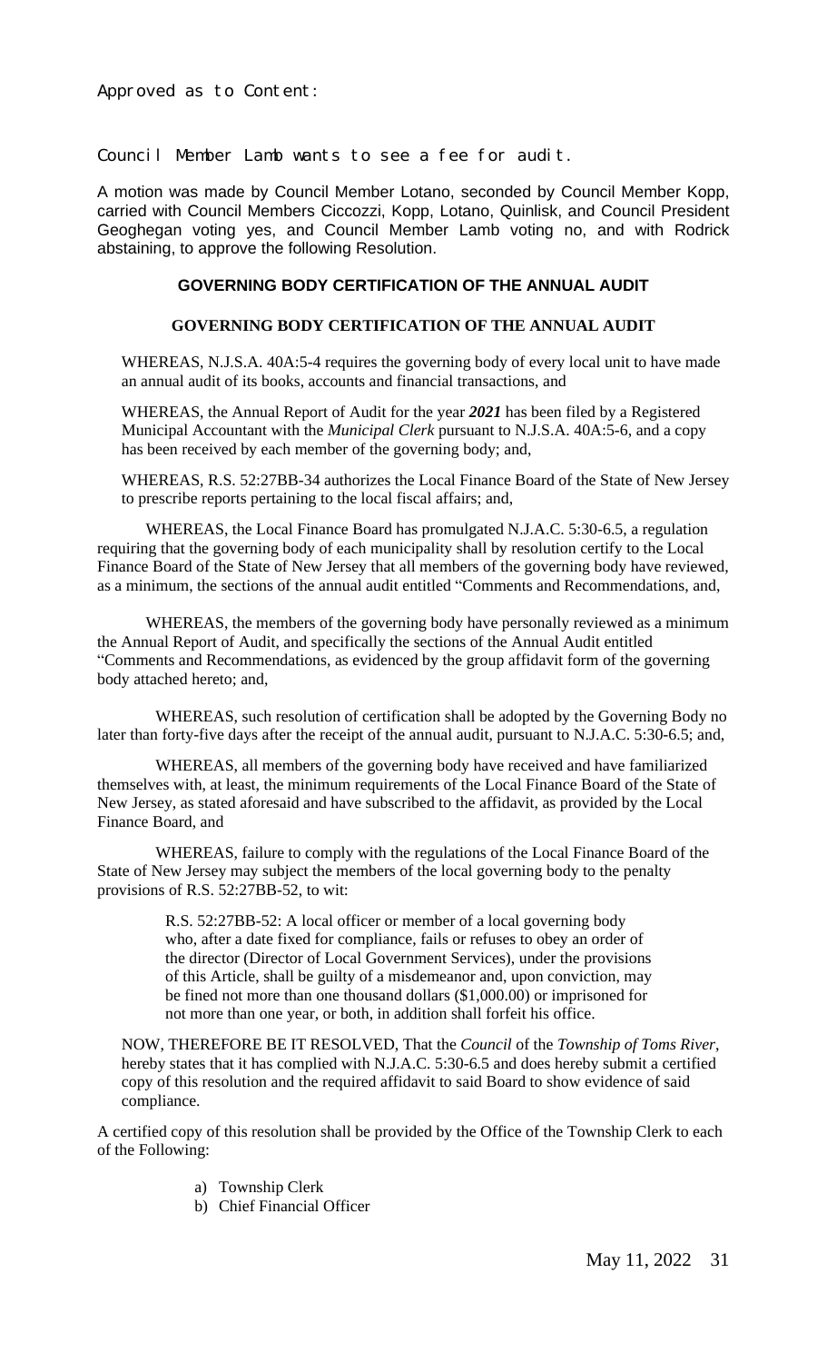Approved as to Content:

Council Member Lamb wants to see a fee for audit.

A motion was made by Council Member Lotano, seconded by Council Member Kopp, carried with Council Members Ciccozzi, Kopp, Lotano, Quinlisk, and Council President Geoghegan voting yes, and Council Member Lamb voting no, and with Rodrick abstaining, to approve the following Resolution.

## GOVERNING BODY CERTIFICATION OF THE ANNUAL AUDIT

### GOVERNING BODY CERTIFICATION OF THE ANNUAL AUDIT

WHEREAS, N.J.S.A. 40A:5-4 requires the governing body of every local unit to have made an annual audit of its books, accounts and financial transactions, and

WHEREAS, the Annual Report of Audit for the year ***2021*** has been filed by a Registered Municipal Accountant with the *Municipal Clerk* pursuant to N.J.S.A. 40A:5-6, and a copy has been received by each member of the governing body; and,

WHEREAS, R.S. 52:27BB-34 authorizes the Local Finance Board of the State of New Jersey to prescribe reports pertaining to the local fiscal affairs; and,

WHEREAS, the Local Finance Board has promulgated N.J.A.C. 5:30-6.5, a regulation requiring that the governing body of each municipality shall by resolution certify to the Local Finance Board of the State of New Jersey that all members of the governing body have reviewed, as a minimum, the sections of the annual audit entitled "Comments and Recommendations, and,

WHEREAS, the members of the governing body have personally reviewed as a minimum the Annual Report of Audit, and specifically the sections of the Annual Audit entitled "Comments and Recommendations, as evidenced by the group affidavit form of the governing body attached hereto; and,

WHEREAS, such resolution of certification shall be adopted by the Governing Body no later than forty-five days after the receipt of the annual audit, pursuant to N.J.A.C. 5:30-6.5; and,

WHEREAS, all members of the governing body have received and have familiarized themselves with, at least, the minimum requirements of the Local Finance Board of the State of New Jersey, as stated aforesaid and have subscribed to the affidavit, as provided by the Local Finance Board, and

WHEREAS, failure to comply with the regulations of the Local Finance Board of the State of New Jersey may subject the members of the local governing body to the penalty provisions of R.S. 52:27BB-52, to wit:

> R.S. 52:27BB-52: A local officer or member of a local governing body who, after a date fixed for compliance, fails or refuses to obey an order of the director (Director of Local Government Services), under the provisions of this Article, shall be guilty of a misdemeanor and, upon conviction, may be fined not more than one thousand dollars ($1,000.00) or imprisoned for not more than one year, or both, in addition shall forfeit his office.

NOW, THEREFORE BE IT RESOLVED, That the *Council* of the *Township of Toms River*, hereby states that it has complied with N.J.A.C. 5:30-6.5 and does hereby submit a certified copy of this resolution and the required affidavit to said Board to show evidence of said compliance.

A certified copy of this resolution shall be provided by the Office of the Township Clerk to each of the Following:

a) Township Clerk
b) Chief Financial Officer

May 11, 2022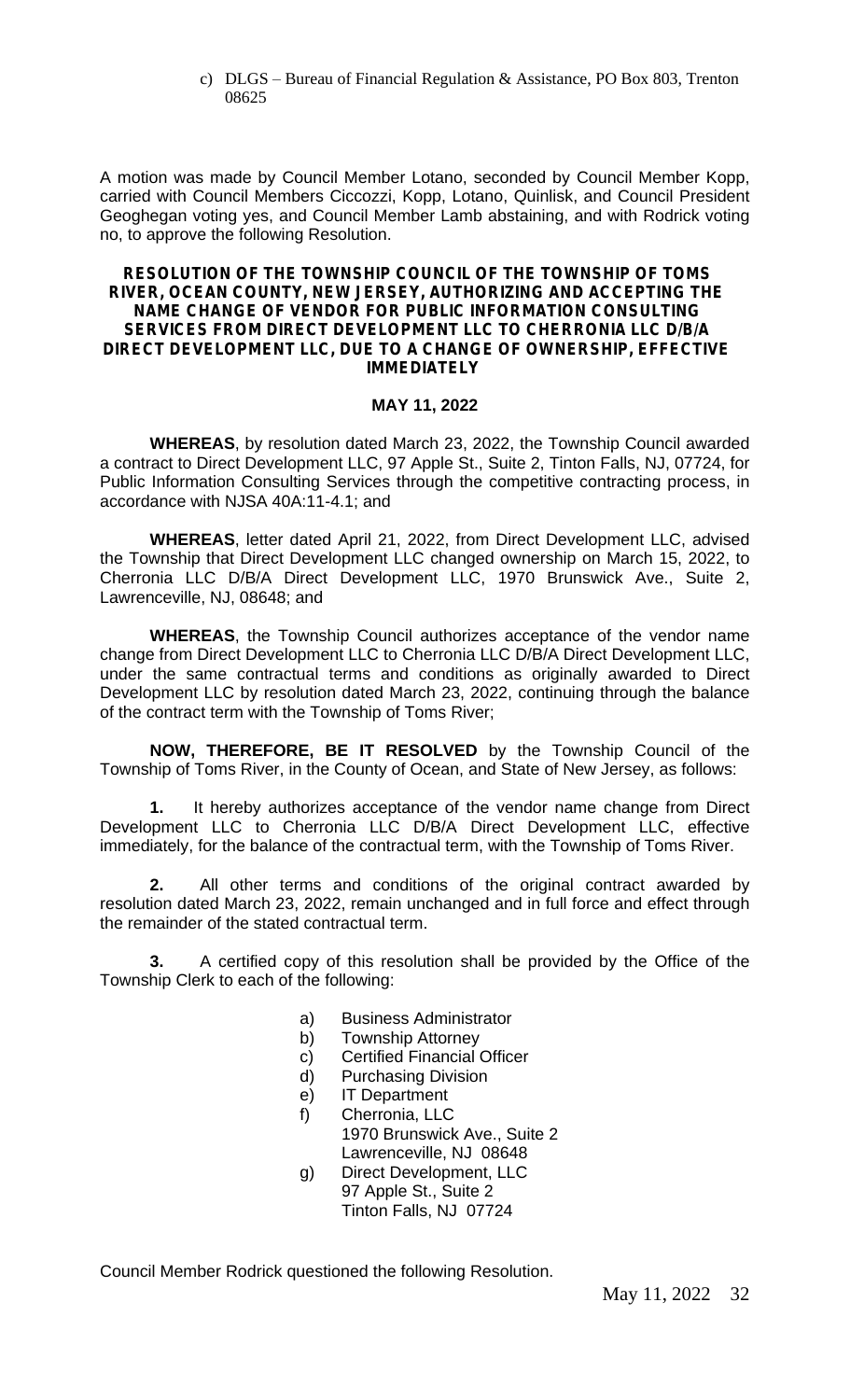c) DLGS – Bureau of Financial Regulation & Assistance, PO Box 803, Trenton 08625

A motion was made by Council Member Lotano, seconded by Council Member Kopp, carried with Council Members Ciccozzi, Kopp, Lotano, Quinlisk, and Council President Geoghegan voting yes, and Council Member Lamb abstaining, and with Rodrick voting no, to approve the following Resolution.

**RESOLUTION OF THE TOWNSHIP COUNCIL OF THE TOWNSHIP OF TOMS RIVER, OCEAN COUNTY, NEW JERSEY, AUTHORIZING AND ACCEPTING THE NAME CHANGE OF VENDOR FOR PUBLIC INFORMATION CONSULTING SERVICES FROM DIRECT DEVELOPMENT LLC TO CHERRONIA LLC D/B/A DIRECT DEVELOPMENT LLC, DUE TO A CHANGE OF OWNERSHIP, EFFECTIVE IMMEDIATELY**

**MAY 11, 2022**

**WHEREAS**, by resolution dated March 23, 2022, the Township Council awarded a contract to Direct Development LLC, 97 Apple St., Suite 2, Tinton Falls, NJ, 07724, for Public Information Consulting Services through the competitive contracting process, in accordance with NJSA 40A:11-4.1; and

**WHEREAS**, letter dated April 21, 2022, from Direct Development LLC, advised the Township that Direct Development LLC changed ownership on March 15, 2022, to Cherronia LLC D/B/A Direct Development LLC, 1970 Brunswick Ave., Suite 2, Lawrenceville, NJ, 08648; and

**WHEREAS**, the Township Council authorizes acceptance of the vendor name change from Direct Development LLC to Cherronia LLC D/B/A Direct Development LLC, under the same contractual terms and conditions as originally awarded to Direct Development LLC by resolution dated March 23, 2022, continuing through the balance of the contract term with the Township of Toms River;

**NOW, THEREFORE, BE IT RESOLVED** by the Township Council of the Township of Toms River, in the County of Ocean, and State of New Jersey, as follows:

**1.** It hereby authorizes acceptance of the vendor name change from Direct Development LLC to Cherronia LLC D/B/A Direct Development LLC, effective immediately, for the balance of the contractual term, with the Township of Toms River.

**2.** All other terms and conditions of the original contract awarded by resolution dated March 23, 2022, remain unchanged and in full force and effect through the remainder of the stated contractual term.

**3.** A certified copy of this resolution shall be provided by the Office of the Township Clerk to each of the following:

a) Business Administrator
b) Township Attorney
c) Certified Financial Officer
d) Purchasing Division
e) IT Department
f) Cherronia, LLC
   1970 Brunswick Ave., Suite 2
   Lawrenceville, NJ 08648
g) Direct Development, LLC
   97 Apple St., Suite 2
   Tinton Falls, NJ 07724

Council Member Rodrick questioned the following Resolution.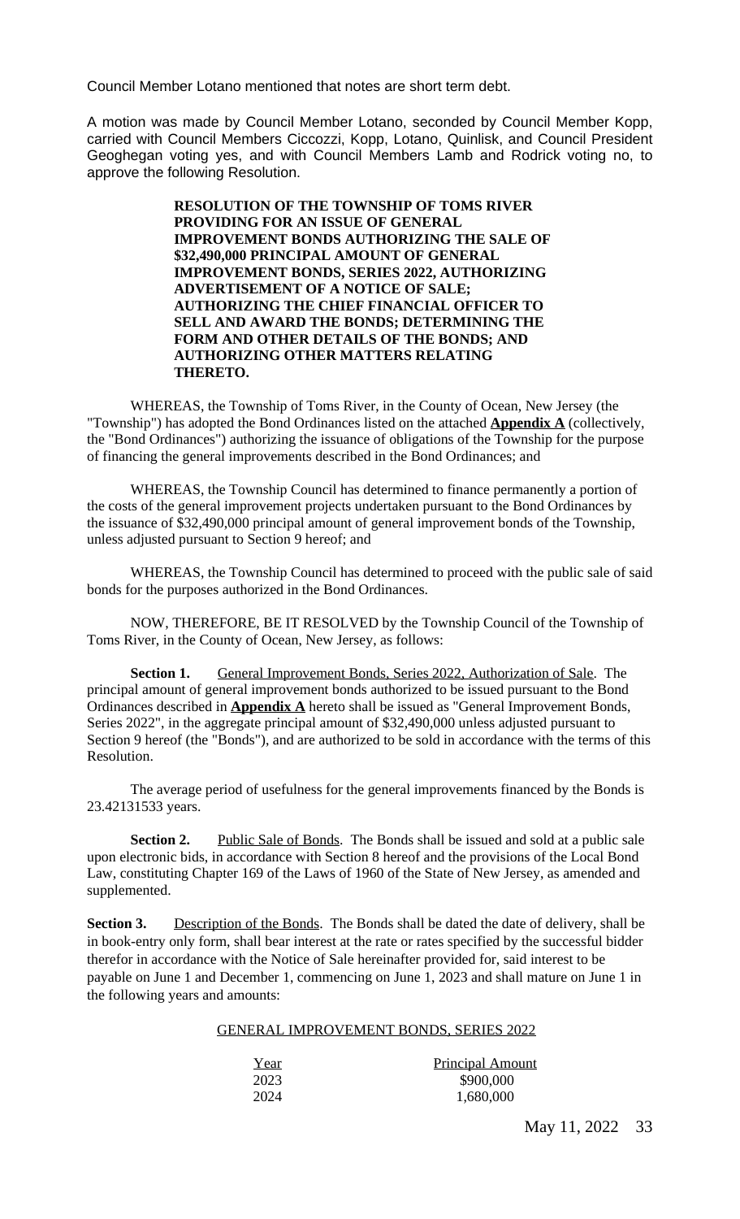Council Member Lotano mentioned that notes are short term debt.

A motion was made by Council Member Lotano, seconded by Council Member Kopp, carried with Council Members Ciccozzi, Kopp, Lotano, Quinlisk, and Council President Geoghegan voting yes, and with Council Members Lamb and Rodrick voting no, to approve the following Resolution.

**RESOLUTION OF THE TOWNSHIP OF TOMS RIVER PROVIDING FOR AN ISSUE OF GENERAL IMPROVEMENT BONDS AUTHORIZING THE SALE OF \$32,490,000 PRINCIPAL AMOUNT OF GENERAL IMPROVEMENT BONDS, SERIES 2022, AUTHORIZING ADVERTISEMENT OF A NOTICE OF SALE; AUTHORIZING THE CHIEF FINANCIAL OFFICER TO SELL AND AWARD THE BONDS; DETERMINING THE FORM AND OTHER DETAILS OF THE BONDS; AND AUTHORIZING OTHER MATTERS RELATING THERETO.**

WHEREAS, the Township of Toms River, in the County of Ocean, New Jersey (the "Township") has adopted the Bond Ordinances listed on the attached **Appendix A** (collectively, the "Bond Ordinances") authorizing the issuance of obligations of the Township for the purpose of financing the general improvements described in the Bond Ordinances; and

WHEREAS, the Township Council has determined to finance permanently a portion of the costs of the general improvement projects undertaken pursuant to the Bond Ordinances by the issuance of \$32,490,000 principal amount of general improvement bonds of the Township, unless adjusted pursuant to Section 9 hereof; and

WHEREAS, the Township Council has determined to proceed with the public sale of said bonds for the purposes authorized in the Bond Ordinances.

NOW, THEREFORE, BE IT RESOLVED by the Township Council of the Township of Toms River, in the County of Ocean, New Jersey, as follows:

**Section 1.** General Improvement Bonds, Series 2022, Authorization of Sale. The principal amount of general improvement bonds authorized to be issued pursuant to the Bond Ordinances described in **Appendix A** hereto shall be issued as "General Improvement Bonds, Series 2022", in the aggregate principal amount of \$32,490,000 unless adjusted pursuant to Section 9 hereof (the "Bonds"), and are authorized to be sold in accordance with the terms of this Resolution.

The average period of usefulness for the general improvements financed by the Bonds is 23.42131533 years.

**Section 2.** Public Sale of Bonds. The Bonds shall be issued and sold at a public sale upon electronic bids, in accordance with Section 8 hereof and the provisions of the Local Bond Law, constituting Chapter 169 of the Laws of 1960 of the State of New Jersey, as amended and supplemented.

**Section 3.** Description of the Bonds. The Bonds shall be dated the date of delivery, shall be in book-entry only form, shall bear interest at the rate or rates specified by the successful bidder therefor in accordance with the Notice of Sale hereinafter provided for, said interest to be payable on June 1 and December 1, commencing on June 1, 2023 and shall mature on June 1 in the following years and amounts:

GENERAL IMPROVEMENT BONDS, SERIES 2022

| Year | Principal Amount |
|---|---|
| 2023 | \$900,000 |
| 2024 | 1,680,000 |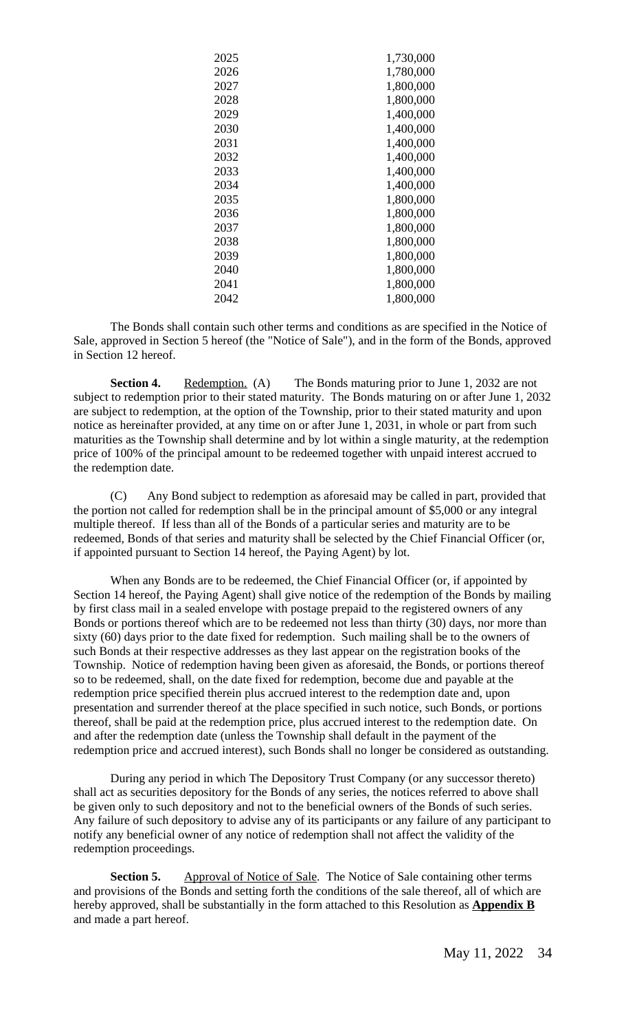| | |
|---|---|
| 2025 | 1,730,000 |
| 2026 | 1,780,000 |
| 2027 | 1,800,000 |
| 2028 | 1,800,000 |
| 2029 | 1,400,000 |
| 2030 | 1,400,000 |
| 2031 | 1,400,000 |
| 2032 | 1,400,000 |
| 2033 | 1,400,000 |
| 2034 | 1,400,000 |
| 2035 | 1,800,000 |
| 2036 | 1,800,000 |
| 2037 | 1,800,000 |
| 2038 | 1,800,000 |
| 2039 | 1,800,000 |
| 2040 | 1,800,000 |
| 2041 | 1,800,000 |
| 2042 | 1,800,000 |

The Bonds shall contain such other terms and conditions as are specified in the Notice of Sale, approved in Section 5 hereof (the "Notice of Sale"), and in the form of the Bonds, approved in Section 12 hereof.

**Section 4.** Redemption. (A) The Bonds maturing prior to June 1, 2032 are not subject to redemption prior to their stated maturity. The Bonds maturing on or after June 1, 2032 are subject to redemption, at the option of the Township, prior to their stated maturity and upon notice as hereinafter provided, at any time on or after June 1, 2031, in whole or part from such maturities as the Township shall determine and by lot within a single maturity, at the redemption price of 100% of the principal amount to be redeemed together with unpaid interest accrued to the redemption date.

(C) Any Bond subject to redemption as aforesaid may be called in part, provided that the portion not called for redemption shall be in the principal amount of $5,000 or any integral multiple thereof. If less than all of the Bonds of a particular series and maturity are to be redeemed, Bonds of that series and maturity shall be selected by the Chief Financial Officer (or, if appointed pursuant to Section 14 hereof, the Paying Agent) by lot.

When any Bonds are to be redeemed, the Chief Financial Officer (or, if appointed by Section 14 hereof, the Paying Agent) shall give notice of the redemption of the Bonds by mailing by first class mail in a sealed envelope with postage prepaid to the registered owners of any Bonds or portions thereof which are to be redeemed not less than thirty (30) days, nor more than sixty (60) days prior to the date fixed for redemption. Such mailing shall be to the owners of such Bonds at their respective addresses as they last appear on the registration books of the Township. Notice of redemption having been given as aforesaid, the Bonds, or portions thereof so to be redeemed, shall, on the date fixed for redemption, become due and payable at the redemption price specified therein plus accrued interest to the redemption date and, upon presentation and surrender thereof at the place specified in such notice, such Bonds, or portions thereof, shall be paid at the redemption price, plus accrued interest to the redemption date. On and after the redemption date (unless the Township shall default in the payment of the redemption price and accrued interest), such Bonds shall no longer be considered as outstanding.

During any period in which The Depository Trust Company (or any successor thereto) shall act as securities depository for the Bonds of any series, the notices referred to above shall be given only to such depository and not to the beneficial owners of the Bonds of such series. Any failure of such depository to advise any of its participants or any failure of any participant to notify any beneficial owner of any notice of redemption shall not affect the validity of the redemption proceedings.

**Section 5.** Approval of Notice of Sale. The Notice of Sale containing other terms and provisions of the Bonds and setting forth the conditions of the sale thereof, all of which are hereby approved, shall be substantially in the form attached to this Resolution as **Appendix B** and made a part hereof.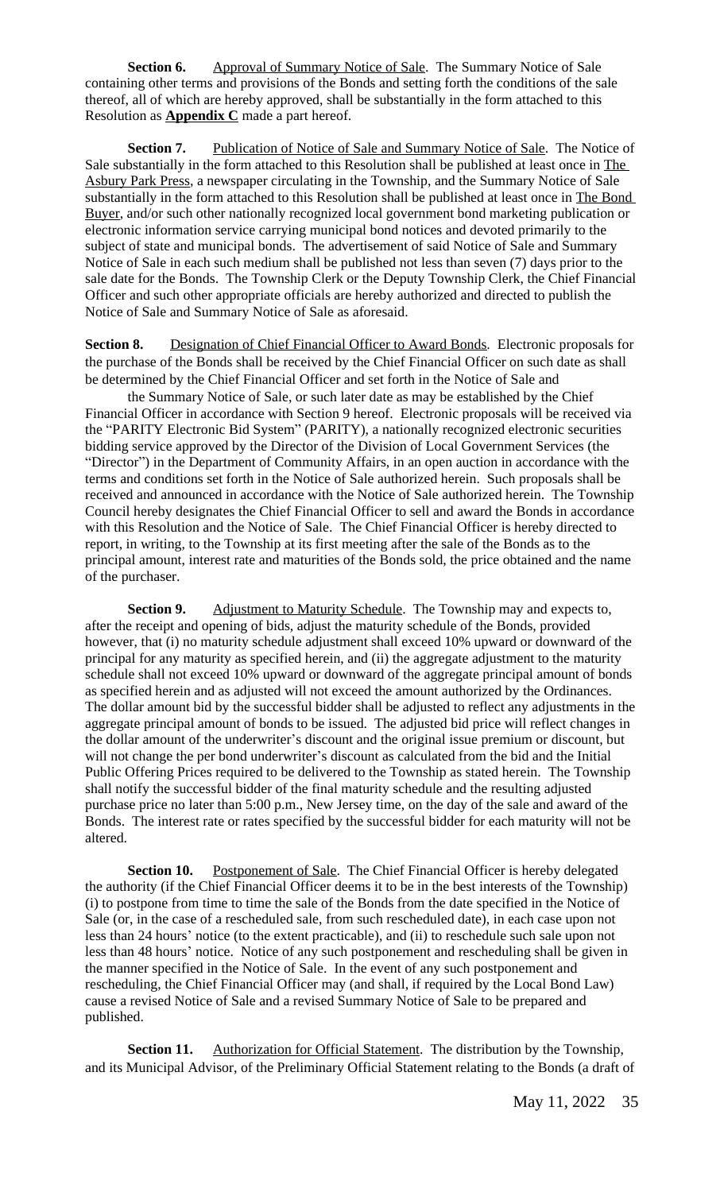**Section 6.** Approval of Summary Notice of Sale. The Summary Notice of Sale containing other terms and provisions of the Bonds and setting forth the conditions of the sale thereof, all of which are hereby approved, shall be substantially in the form attached to this Resolution as **Appendix C** made a part hereof.

**Section 7.** Publication of Notice of Sale and Summary Notice of Sale. The Notice of Sale substantially in the form attached to this Resolution shall be published at least once in The Asbury Park Press, a newspaper circulating in the Township, and the Summary Notice of Sale substantially in the form attached to this Resolution shall be published at least once in The Bond Buyer, and/or such other nationally recognized local government bond marketing publication or electronic information service carrying municipal bond notices and devoted primarily to the subject of state and municipal bonds. The advertisement of said Notice of Sale and Summary Notice of Sale in each such medium shall be published not less than seven (7) days prior to the sale date for the Bonds. The Township Clerk or the Deputy Township Clerk, the Chief Financial Officer and such other appropriate officials are hereby authorized and directed to publish the Notice of Sale and Summary Notice of Sale as aforesaid.

**Section 8.** Designation of Chief Financial Officer to Award Bonds. Electronic proposals for the purchase of the Bonds shall be received by the Chief Financial Officer on such date as shall be determined by the Chief Financial Officer and set forth in the Notice of Sale and the Summary Notice of Sale, or such later date as may be established by the Chief Financial Officer in accordance with Section 9 hereof. Electronic proposals will be received via the "PARITY Electronic Bid System" (PARITY), a nationally recognized electronic securities bidding service approved by the Director of the Division of Local Government Services (the "Director") in the Department of Community Affairs, in an open auction in accordance with the terms and conditions set forth in the Notice of Sale authorized herein. Such proposals shall be received and announced in accordance with the Notice of Sale authorized herein. The Township Council hereby designates the Chief Financial Officer to sell and award the Bonds in accordance with this Resolution and the Notice of Sale. The Chief Financial Officer is hereby directed to report, in writing, to the Township at its first meeting after the sale of the Bonds as to the principal amount, interest rate and maturities of the Bonds sold, the price obtained and the name of the purchaser.

**Section 9.** Adjustment to Maturity Schedule. The Township may and expects to, after the receipt and opening of bids, adjust the maturity schedule of the Bonds, provided however, that (i) no maturity schedule adjustment shall exceed 10% upward or downward of the principal for any maturity as specified herein, and (ii) the aggregate adjustment to the maturity schedule shall not exceed 10% upward or downward of the aggregate principal amount of bonds as specified herein and as adjusted will not exceed the amount authorized by the Ordinances. The dollar amount bid by the successful bidder shall be adjusted to reflect any adjustments in the aggregate principal amount of bonds to be issued. The adjusted bid price will reflect changes in the dollar amount of the underwriter's discount and the original issue premium or discount, but will not change the per bond underwriter's discount as calculated from the bid and the Initial Public Offering Prices required to be delivered to the Township as stated herein. The Township shall notify the successful bidder of the final maturity schedule and the resulting adjusted purchase price no later than 5:00 p.m., New Jersey time, on the day of the sale and award of the Bonds. The interest rate or rates specified by the successful bidder for each maturity will not be altered.

**Section 10.** Postponement of Sale. The Chief Financial Officer is hereby delegated the authority (if the Chief Financial Officer deems it to be in the best interests of the Township) (i) to postpone from time to time the sale of the Bonds from the date specified in the Notice of Sale (or, in the case of a rescheduled sale, from such rescheduled date), in each case upon not less than 24 hours' notice (to the extent practicable), and (ii) to reschedule such sale upon not less than 48 hours' notice. Notice of any such postponement and rescheduling shall be given in the manner specified in the Notice of Sale. In the event of any such postponement and rescheduling, the Chief Financial Officer may (and shall, if required by the Local Bond Law) cause a revised Notice of Sale and a revised Summary Notice of Sale to be prepared and published.

**Section 11.** Authorization for Official Statement. The distribution by the Township, and its Municipal Advisor, of the Preliminary Official Statement relating to the Bonds (a draft of

May 11, 2022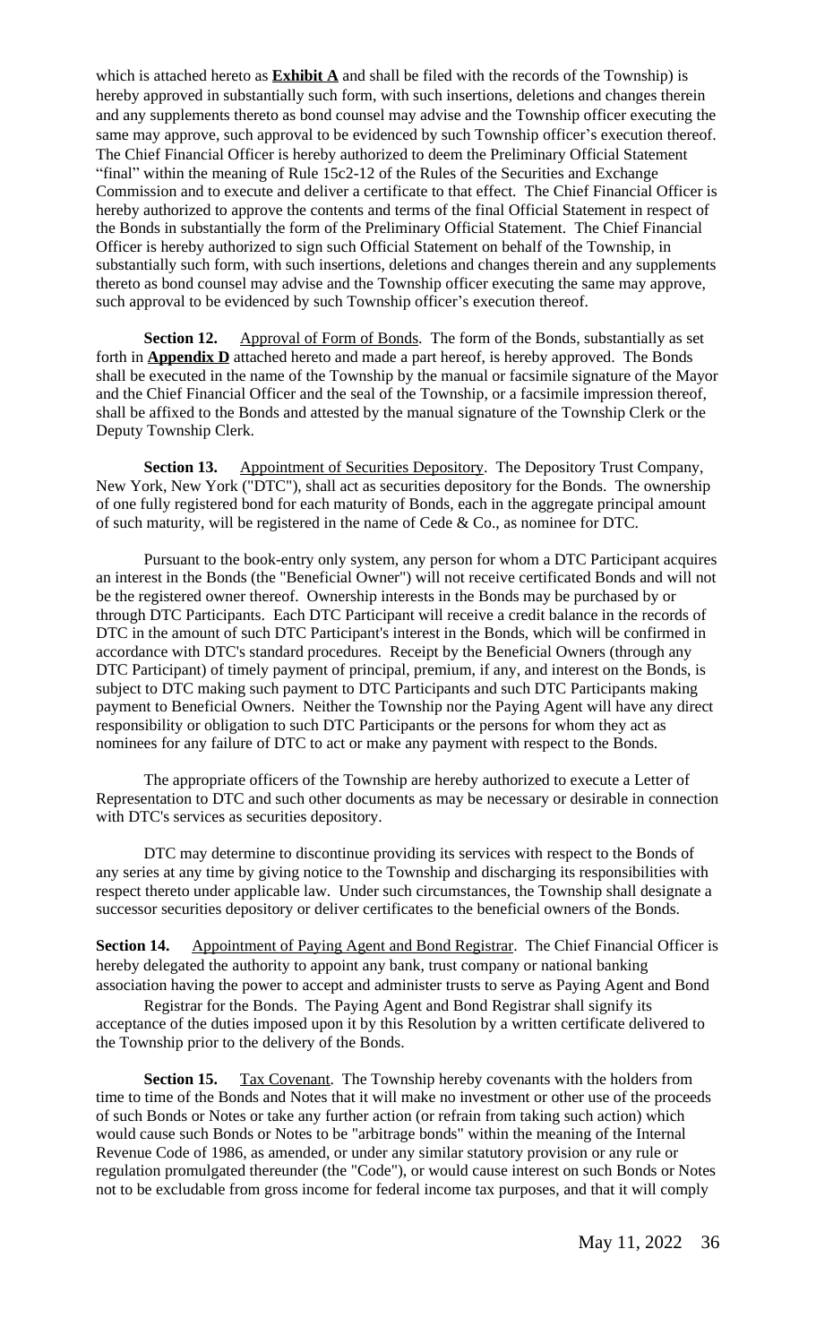which is attached hereto as **Exhibit A** and shall be filed with the records of the Township) is hereby approved in substantially such form, with such insertions, deletions and changes therein and any supplements thereto as bond counsel may advise and the Township officer executing the same may approve, such approval to be evidenced by such Township officer's execution thereof. The Chief Financial Officer is hereby authorized to deem the Preliminary Official Statement "final" within the meaning of Rule 15c2-12 of the Rules of the Securities and Exchange Commission and to execute and deliver a certificate to that effect. The Chief Financial Officer is hereby authorized to approve the contents and terms of the final Official Statement in respect of the Bonds in substantially the form of the Preliminary Official Statement. The Chief Financial Officer is hereby authorized to sign such Official Statement on behalf of the Township, in substantially such form, with such insertions, deletions and changes therein and any supplements thereto as bond counsel may advise and the Township officer executing the same may approve, such approval to be evidenced by such Township officer's execution thereof.

**Section 12.** Approval of Form of Bonds. The form of the Bonds, substantially as set forth in **Appendix D** attached hereto and made a part hereof, is hereby approved. The Bonds shall be executed in the name of the Township by the manual or facsimile signature of the Mayor and the Chief Financial Officer and the seal of the Township, or a facsimile impression thereof, shall be affixed to the Bonds and attested by the manual signature of the Township Clerk or the Deputy Township Clerk.

**Section 13.** Appointment of Securities Depository. The Depository Trust Company, New York, New York ("DTC"), shall act as securities depository for the Bonds. The ownership of one fully registered bond for each maturity of Bonds, each in the aggregate principal amount of such maturity, will be registered in the name of Cede & Co., as nominee for DTC.

Pursuant to the book-entry only system, any person for whom a DTC Participant acquires an interest in the Bonds (the "Beneficial Owner") will not receive certificated Bonds and will not be the registered owner thereof. Ownership interests in the Bonds may be purchased by or through DTC Participants. Each DTC Participant will receive a credit balance in the records of DTC in the amount of such DTC Participant's interest in the Bonds, which will be confirmed in accordance with DTC's standard procedures. Receipt by the Beneficial Owners (through any DTC Participant) of timely payment of principal, premium, if any, and interest on the Bonds, is subject to DTC making such payment to DTC Participants and such DTC Participants making payment to Beneficial Owners. Neither the Township nor the Paying Agent will have any direct responsibility or obligation to such DTC Participants or the persons for whom they act as nominees for any failure of DTC to act or make any payment with respect to the Bonds.

The appropriate officers of the Township are hereby authorized to execute a Letter of Representation to DTC and such other documents as may be necessary or desirable in connection with DTC's services as securities depository.

DTC may determine to discontinue providing its services with respect to the Bonds of any series at any time by giving notice to the Township and discharging its responsibilities with respect thereto under applicable law. Under such circumstances, the Township shall designate a successor securities depository or deliver certificates to the beneficial owners of the Bonds.

**Section 14.** Appointment of Paying Agent and Bond Registrar. The Chief Financial Officer is hereby delegated the authority to appoint any bank, trust company or national banking association having the power to accept and administer trusts to serve as Paying Agent and Bond Registrar for the Bonds. The Paying Agent and Bond Registrar shall signify its acceptance of the duties imposed upon it by this Resolution by a written certificate delivered to the Township prior to the delivery of the Bonds.

**Section 15.** Tax Covenant. The Township hereby covenants with the holders from time to time of the Bonds and Notes that it will make no investment or other use of the proceeds of such Bonds or Notes or take any further action (or refrain from taking such action) which would cause such Bonds or Notes to be "arbitrage bonds" within the meaning of the Internal Revenue Code of 1986, as amended, or under any similar statutory provision or any rule or regulation promulgated thereunder (the "Code"), or would cause interest on such Bonds or Notes not to be excludable from gross income for federal income tax purposes, and that it will comply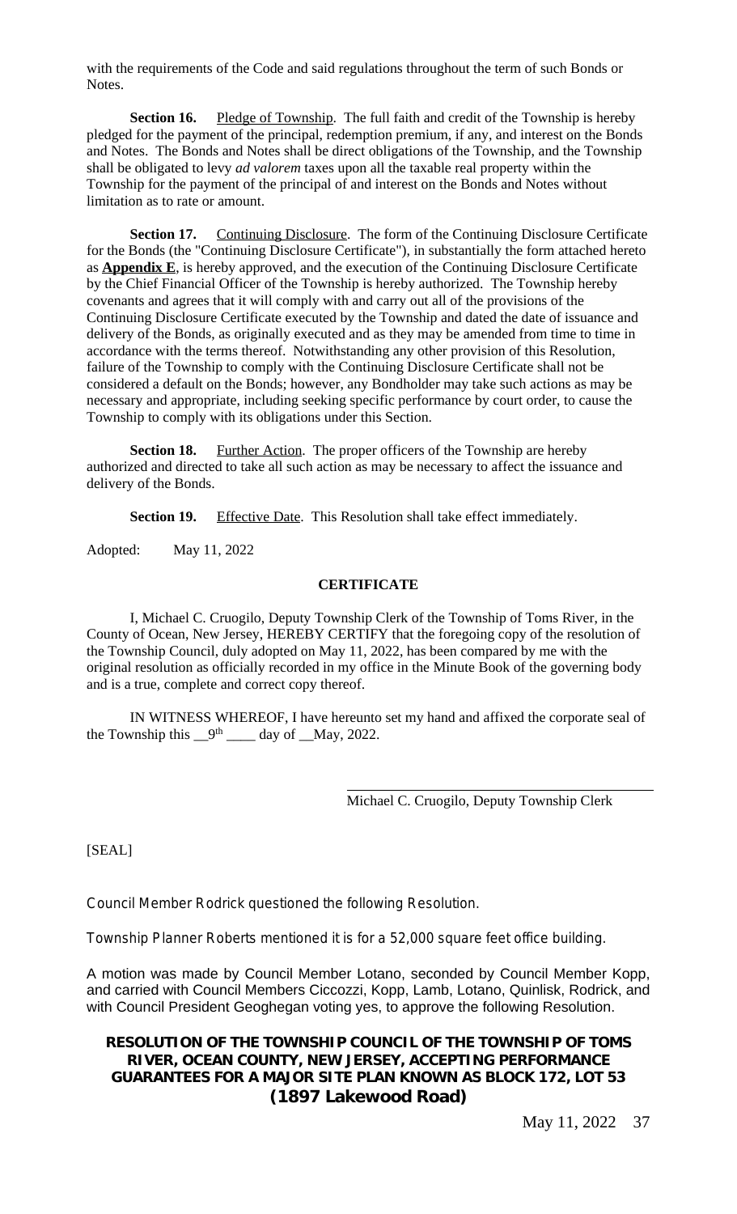with the requirements of the Code and said regulations throughout the term of such Bonds or Notes.

**Section 16.** Pledge of Township. The full faith and credit of the Township is hereby pledged for the payment of the principal, redemption premium, if any, and interest on the Bonds and Notes. The Bonds and Notes shall be direct obligations of the Township, and the Township shall be obligated to levy *ad valorem* taxes upon all the taxable real property within the Township for the payment of the principal of and interest on the Bonds and Notes without limitation as to rate or amount.

**Section 17.** Continuing Disclosure. The form of the Continuing Disclosure Certificate for the Bonds (the "Continuing Disclosure Certificate"), in substantially the form attached hereto as **Appendix E**, is hereby approved, and the execution of the Continuing Disclosure Certificate by the Chief Financial Officer of the Township is hereby authorized. The Township hereby covenants and agrees that it will comply with and carry out all of the provisions of the Continuing Disclosure Certificate executed by the Township and dated the date of issuance and delivery of the Bonds, as originally executed and as they may be amended from time to time in accordance with the terms thereof. Notwithstanding any other provision of this Resolution, failure of the Township to comply with the Continuing Disclosure Certificate shall not be considered a default on the Bonds; however, any Bondholder may take such actions as may be necessary and appropriate, including seeking specific performance by court order, to cause the Township to comply with its obligations under this Section.

**Section 18.** Further Action. The proper officers of the Township are hereby authorized and directed to take all such action as may be necessary to affect the issuance and delivery of the Bonds.

**Section 19.** Effective Date. This Resolution shall take effect immediately.

Adopted: May 11, 2022

**CERTIFICATE**

I, Michael C. Cruogilo, Deputy Township Clerk of the Township of Toms River, in the County of Ocean, New Jersey, HEREBY CERTIFY that the foregoing copy of the resolution of the Township Council, duly adopted on May 11, 2022, has been compared by me with the original resolution as officially recorded in my office in the Minute Book of the governing body and is a true, complete and correct copy thereof.

IN WITNESS WHEREOF, I have hereunto set my hand and affixed the corporate seal of the Township this __9th ____ day of __May, 2022.

Michael C. Cruogilo, Deputy Township Clerk

[SEAL]

Council Member Rodrick questioned the following Resolution.

Township Planner Roberts mentioned it is for a 52,000 square feet office building.

A motion was made by Council Member Lotano, seconded by Council Member Kopp, and carried with Council Members Ciccozzi, Kopp, Lamb, Lotano, Quinlisk, Rodrick, and with Council President Geoghegan voting yes, to approve the following Resolution.

**RESOLUTION OF THE TOWNSHIP COUNCIL OF THE TOWNSHIP OF TOMS RIVER, OCEAN COUNTY, NEW JERSEY, ACCEPTING PERFORMANCE GUARANTEES FOR A MAJOR SITE PLAN KNOWN AS BLOCK 172, LOT 53 (1897 Lakewood Road)**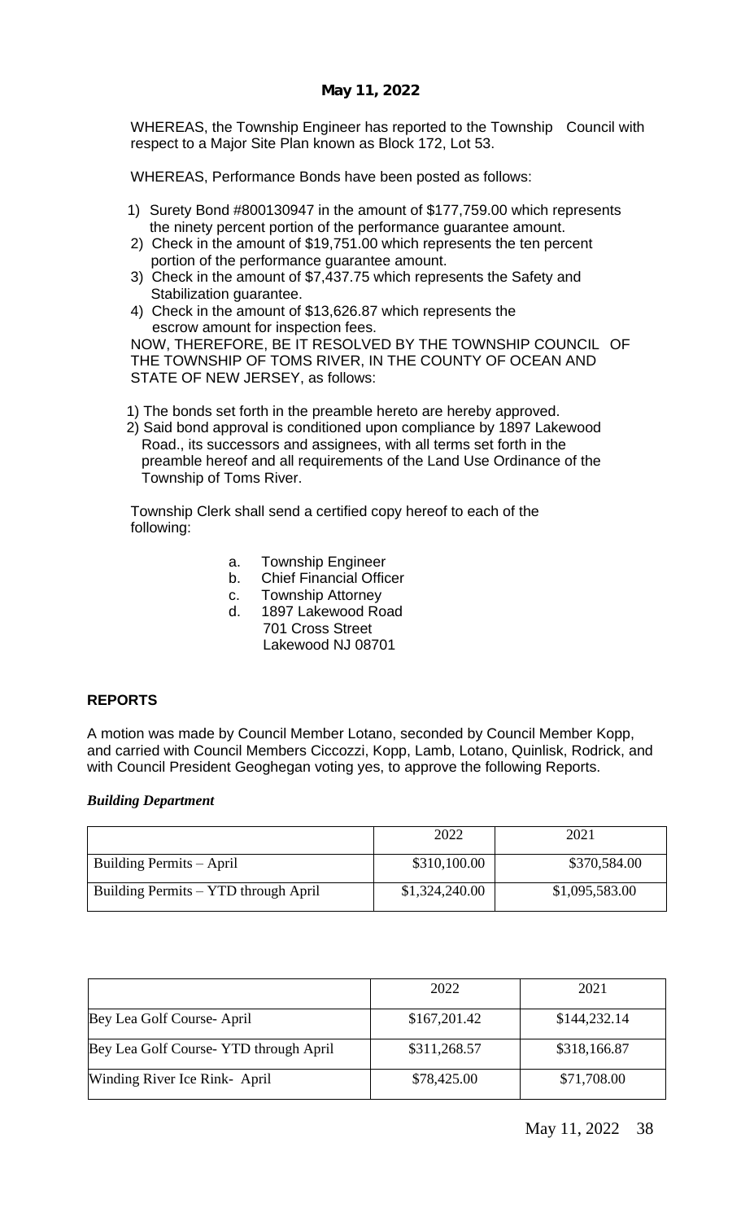**May 11, 2022**

WHEREAS, the Township Engineer has reported to the Township Council with respect to a Major Site Plan known as Block 172, Lot 53.

WHEREAS, Performance Bonds have been posted as follows:

1) Surety Bond #800130947 in the amount of $177,759.00 which represents the ninety percent portion of the performance guarantee amount.
2) Check in the amount of $19,751.00 which represents the ten percent portion of the performance guarantee amount.
3) Check in the amount of $7,437.75 which represents the Safety and Stabilization guarantee.
4) Check in the amount of $13,626.87 which represents the escrow amount for inspection fees.

NOW, THEREFORE, BE IT RESOLVED BY THE TOWNSHIP COUNCIL OF THE TOWNSHIP OF TOMS RIVER, IN THE COUNTY OF OCEAN AND STATE OF NEW JERSEY, as follows:

1) The bonds set forth in the preamble hereto are hereby approved.
2) Said bond approval is conditioned upon compliance by 1897 Lakewood Road., its successors and assignees, with all terms set forth in the preamble hereof and all requirements of the Land Use Ordinance of the Township of Toms River.

Township Clerk shall send a certified copy hereof to each of the following:

a. Township Engineer
b. Chief Financial Officer
c. Township Attorney
d. 1897 Lakewood Road
   701 Cross Street
   Lakewood NJ 08701

## REPORTS

A motion was made by Council Member Lotano, seconded by Council Member Kopp, and carried with Council Members Ciccozzi, Kopp, Lamb, Lotano, Quinlisk, Rodrick, and with Council President Geoghegan voting yes, to approve the following Reports.

***Building Department***

| | 2022 | 2021 |
|---|---|---|
| Building Permits – April | $310,100.00 | $370,584.00 |
| Building Permits – YTD through April | $1,324,240.00 | $1,095,583.00 |

| | 2022 | 2021 |
|---|---|---|
| Bey Lea Golf Course- April | $167,201.42 | $144,232.14 |
| Bey Lea Golf Course- YTD through April | $311,268.57 | $318,166.87 |
| Winding River Ice Rink- April | $78,425.00 | $71,708.00 |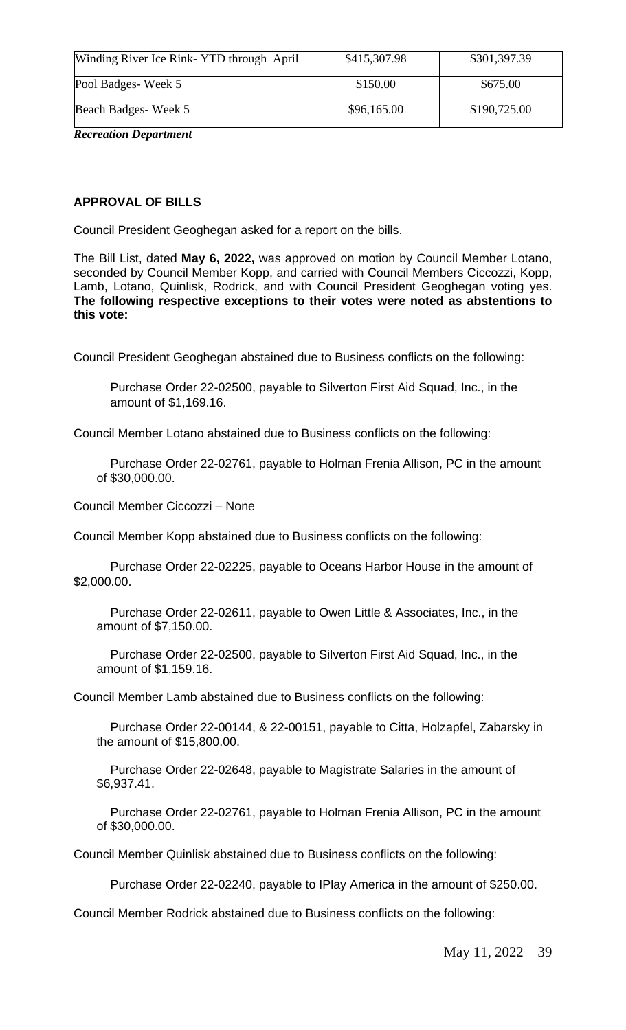| Winding River Ice Rink- YTD through April | $415,307.98 | $301,397.39 |
| --- | --- | --- |
| Pool Badges- Week 5 | $150.00 | $675.00 |
| Beach Badges- Week 5 | $96,165.00 | $190,725.00 |

***Recreation Department***

**APPROVAL OF BILLS**

Council President Geoghegan asked for a report on the bills.

The Bill List, dated **May 6, 2022,** was approved on motion by Council Member Lotano, seconded by Council Member Kopp, and carried with Council Members Ciccozzi, Kopp, Lamb, Lotano, Quinlisk, Rodrick, and with Council President Geoghegan voting yes. **The following respective exceptions to their votes were noted as abstentions to this vote:**

Council President Geoghegan abstained due to Business conflicts on the following:

Purchase Order 22-02500, payable to Silverton First Aid Squad, Inc., in the amount of $1,169.16.

Council Member Lotano abstained due to Business conflicts on the following:

Purchase Order 22-02761, payable to Holman Frenia Allison, PC in the amount of $30,000.00.

Council Member Ciccozzi – None

Council Member Kopp abstained due to Business conflicts on the following:

Purchase Order 22-02225, payable to Oceans Harbor House in the amount of $2,000.00.

Purchase Order 22-02611, payable to Owen Little & Associates, Inc., in the amount of $7,150.00.

Purchase Order 22-02500, payable to Silverton First Aid Squad, Inc., in the amount of $1,159.16.

Council Member Lamb abstained due to Business conflicts on the following:

Purchase Order 22-00144, & 22-00151, payable to Citta, Holzapfel, Zabarsky in the amount of $15,800.00.

Purchase Order 22-02648, payable to Magistrate Salaries in the amount of $6,937.41.

Purchase Order 22-02761, payable to Holman Frenia Allison, PC in the amount of $30,000.00.

Council Member Quinlisk abstained due to Business conflicts on the following:

Purchase Order 22-02240, payable to IPlay America in the amount of $250.00.

Council Member Rodrick abstained due to Business conflicts on the following: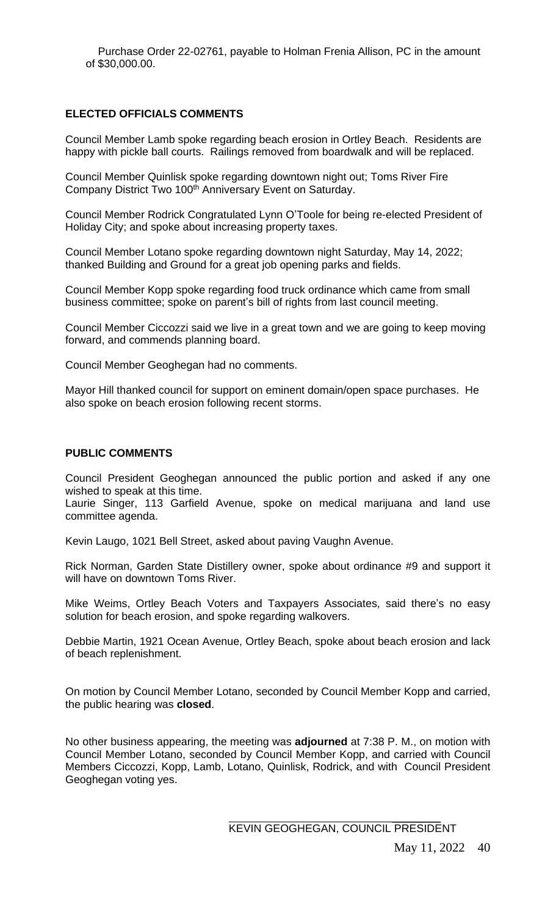Purchase Order 22-02761, payable to Holman Frenia Allison, PC in the amount of $30,000.00.

**ELECTED OFFICIALS COMMENTS**

Council Member Lamb spoke regarding beach erosion in Ortley Beach. Residents are happy with pickle ball courts. Railings removed from boardwalk and will be replaced.

Council Member Quinlisk spoke regarding downtown night out; Toms River Fire Company District Two 100th Anniversary Event on Saturday.

Council Member Rodrick Congratulated Lynn O'Toole for being re-elected President of Holiday City; and spoke about increasing property taxes.

Council Member Lotano spoke regarding downtown night Saturday, May 14, 2022; thanked Building and Ground for a great job opening parks and fields.

Council Member Kopp spoke regarding food truck ordinance which came from small business committee; spoke on parent's bill of rights from last council meeting.

Council Member Ciccozzi said we live in a great town and we are going to keep moving forward, and commends planning board.

Council Member Geoghegan had no comments.

Mayor Hill thanked council for support on eminent domain/open space purchases. He also spoke on beach erosion following recent storms.

**PUBLIC COMMENTS**

Council President Geoghegan announced the public portion and asked if any one wished to speak at this time.
Laurie Singer, 113 Garfield Avenue, spoke on medical marijuana and land use committee agenda.

Kevin Laugo, 1021 Bell Street, asked about paving Vaughn Avenue.

Rick Norman, Garden State Distillery owner, spoke about ordinance #9 and support it will have on downtown Toms River.

Mike Weims, Ortley Beach Voters and Taxpayers Associates, said there's no easy solution for beach erosion, and spoke regarding walkovers.

Debbie Martin, 1921 Ocean Avenue, Ortley Beach, spoke about beach erosion and lack of beach replenishment.

On motion by Council Member Lotano, seconded by Council Member Kopp and carried, the public hearing was **closed**.

No other business appearing, the meeting was **adjourned** at 7:38 P. M., on motion with Council Member Lotano, seconded by Council Member Kopp, and carried with Council Members Ciccozzi, Kopp, Lamb, Lotano, Quinlisk, Rodrick, and with Council President Geoghegan voting yes.

\_\_\_\_\_\_\_\_\_\_\_\_\_\_\_\_\_\_\_\_\_\_\_\_\_\_\_\_\_\_\_\_\_\_\_\_
KEVIN GEOGHEGAN, COUNCIL PRESIDENT

May 11, 2022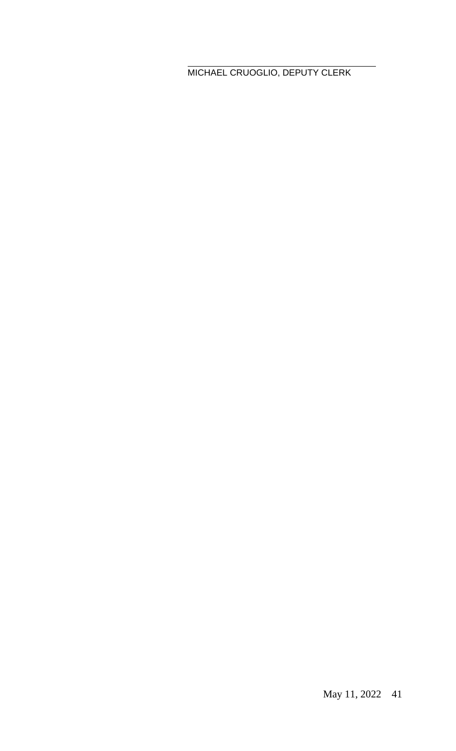MICHAEL CRUOGLIO, DEPUTY CLERK